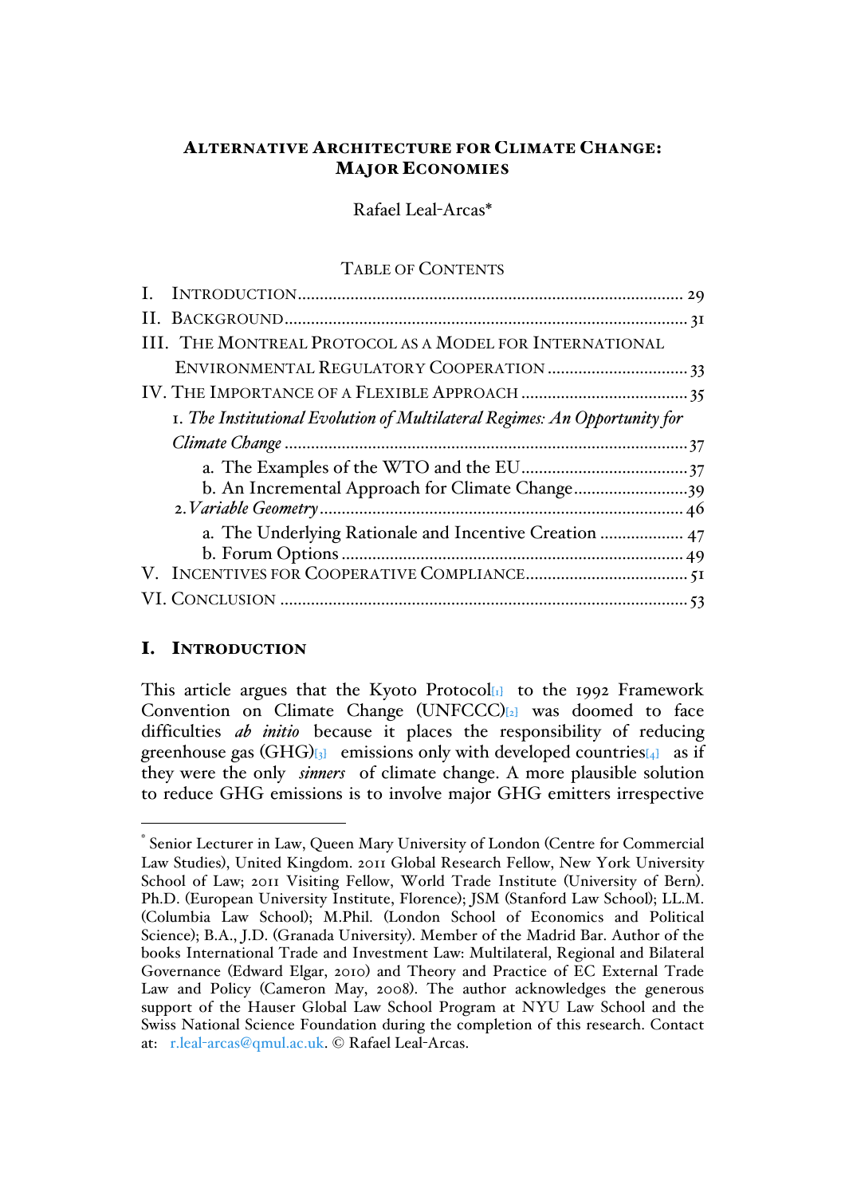**ALTERNATIVE ARCHITECTURE FOR CLIMATE CHANGE: MAJOR ECONOMIES**

Rafael Leal-Arcas*

TABLE OF CONTENTS

I. INTRODUCTION ........................................................................................ 29
II. BACKGROUND ........................................................................................... 31
III. THE MONTREAL PROTOCOL AS A MODEL FOR INTERNATIONAL ENVIRONMENTAL REGULATORY COOPERATION ................................ 33
IV. THE IMPORTANCE OF A FLEXIBLE APPROACH ...................................... 35
  1. *The Institutional Evolution of Multilateral Regimes: An Opportunity for Climate Change* ........................................................................................ 37
    a. The Examples of the WTO and the EU ...................................... 37
    b. An Incremental Approach for Climate Change .......................... 39
  2. *Variable Geometry* ................................................................................ 46
    a. The Underlying Rationale and Incentive Creation ................... 47
    b. Forum Options ............................................................................ 49
V. INCENTIVES FOR COOPERATIVE COMPLIANCE ..................................... 51
VI. CONCLUSION ............................................................................................ 53

# I. INTRODUCTION

This article argues that the Kyoto Protocol[1] to the 1992 Framework Convention on Climate Change (UNFCCC)[2] was doomed to face difficulties *ab initio* because it places the responsibility of reducing greenhouse gas (GHG)[3] emissions only with developed countries[4] as if they were the only *sinners* of climate change. A more plausible solution to reduce GHG emissions is to involve major GHG emitters irrespective

---

* Senior Lecturer in Law, Queen Mary University of London (Centre for Commercial Law Studies), United Kingdom. 2011 Global Research Fellow, New York University School of Law; 2011 Visiting Fellow, World Trade Institute (University of Bern). Ph.D. (European University Institute, Florence); JSM (Stanford Law School); LL.M. (Columbia Law School); M.Phil. (London School of Economics and Political Science); B.A., J.D. (Granada University). Member of the Madrid Bar. Author of the books International Trade and Investment Law: Multilateral, Regional and Bilateral Governance (Edward Elgar, 2010) and Theory and Practice of EC External Trade Law and Policy (Cameron May, 2008). The author acknowledges the generous support of the Hauser Global Law School Program at NYU Law School and the Swiss National Science Foundation during the completion of this research. Contact at: r.leal-arcas@qmul.ac.uk. © Rafael Leal-Arcas.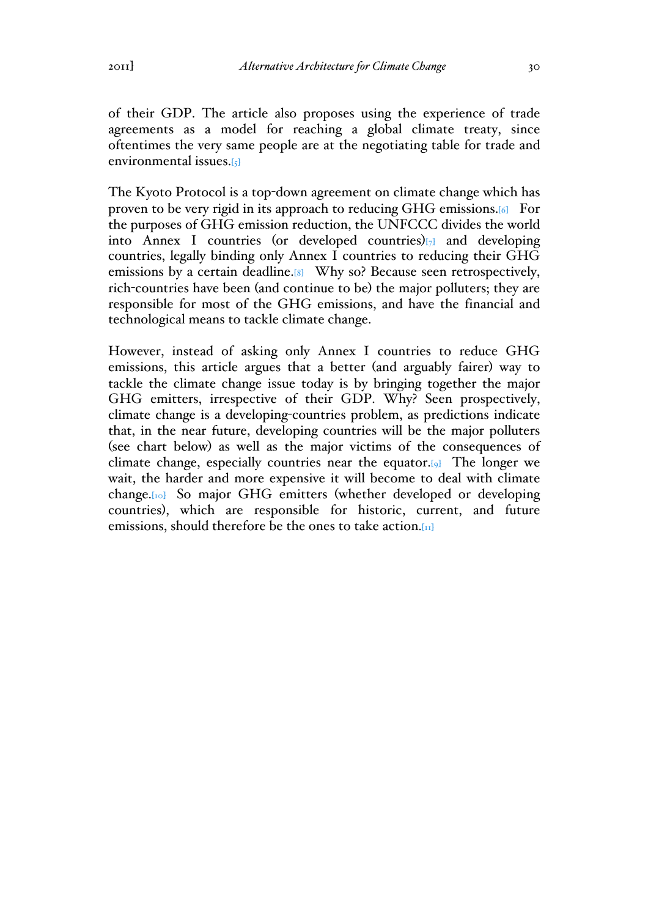of their GDP. The article also proposes using the experience of trade agreements as a model for reaching a global climate treaty, since oftentimes the very same people are at the negotiating table for trade and environmental issues.[5]

The Kyoto Protocol is a top-down agreement on climate change which has proven to be very rigid in its approach to reducing GHG emissions.[6] For the purposes of GHG emission reduction, the UNFCCC divides the world into Annex I countries (or developed countries)[7] and developing countries, legally binding only Annex I countries to reducing their GHG emissions by a certain deadline.[8] Why so? Because seen retrospectively, rich-countries have been (and continue to be) the major polluters; they are responsible for most of the GHG emissions, and have the financial and technological means to tackle climate change.

However, instead of asking only Annex I countries to reduce GHG emissions, this article argues that a better (and arguably fairer) way to tackle the climate change issue today is by bringing together the major GHG emitters, irrespective of their GDP. Why? Seen prospectively, climate change is a developing-countries problem, as predictions indicate that, in the near future, developing countries will be the major polluters (see chart below) as well as the major victims of the consequences of climate change, especially countries near the equator.[9] The longer we wait, the harder and more expensive it will become to deal with climate change.[10] So major GHG emitters (whether developed or developing countries), which are responsible for historic, current, and future emissions, should therefore be the ones to take action.[11]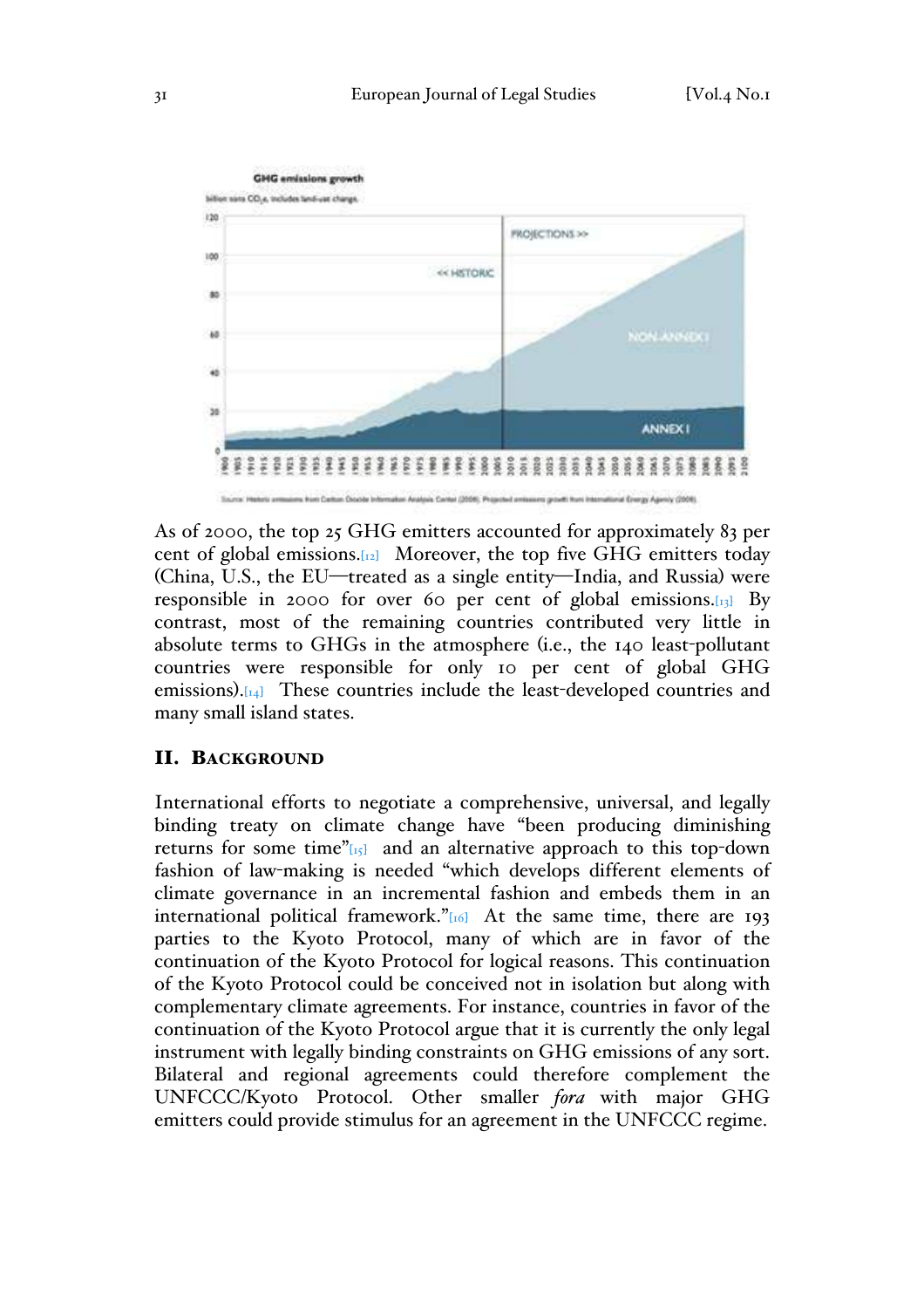As of 2000, the top 25 GHG emitters accounted for approximately 83 per cent of global emissions.[12] Moreover, the top five GHG emitters today (China, U.S., the EU—treated as a single entity—India, and Russia) were responsible in 2000 for over 60 per cent of global emissions.[13] By contrast, most of the remaining countries contributed very little in absolute terms to GHGs in the atmosphere (i.e., the 140 least-pollutant countries were responsible for only 10 per cent of global GHG emissions).[14] These countries include the least-developed countries and many small island states.

## II. Background

International efforts to negotiate a comprehensive, universal, and legally binding treaty on climate change have "been producing diminishing returns for some time"[15] and an alternative approach to this top-down fashion of law-making is needed "which develops different elements of climate governance in an incremental fashion and embeds them in an international political framework."[16] At the same time, there are 193 parties to the Kyoto Protocol, many of which are in favor of the continuation of the Kyoto Protocol for logical reasons. This continuation of the Kyoto Protocol could be conceived not in isolation but along with complementary climate agreements. For instance, countries in favor of the continuation of the Kyoto Protocol argue that it is currently the only legal instrument with legally binding constraints on GHG emissions of any sort. Bilateral and regional agreements could therefore complement the UNFCCC/Kyoto Protocol. Other smaller *fora* with major GHG emitters could provide stimulus for an agreement in the UNFCCC regime.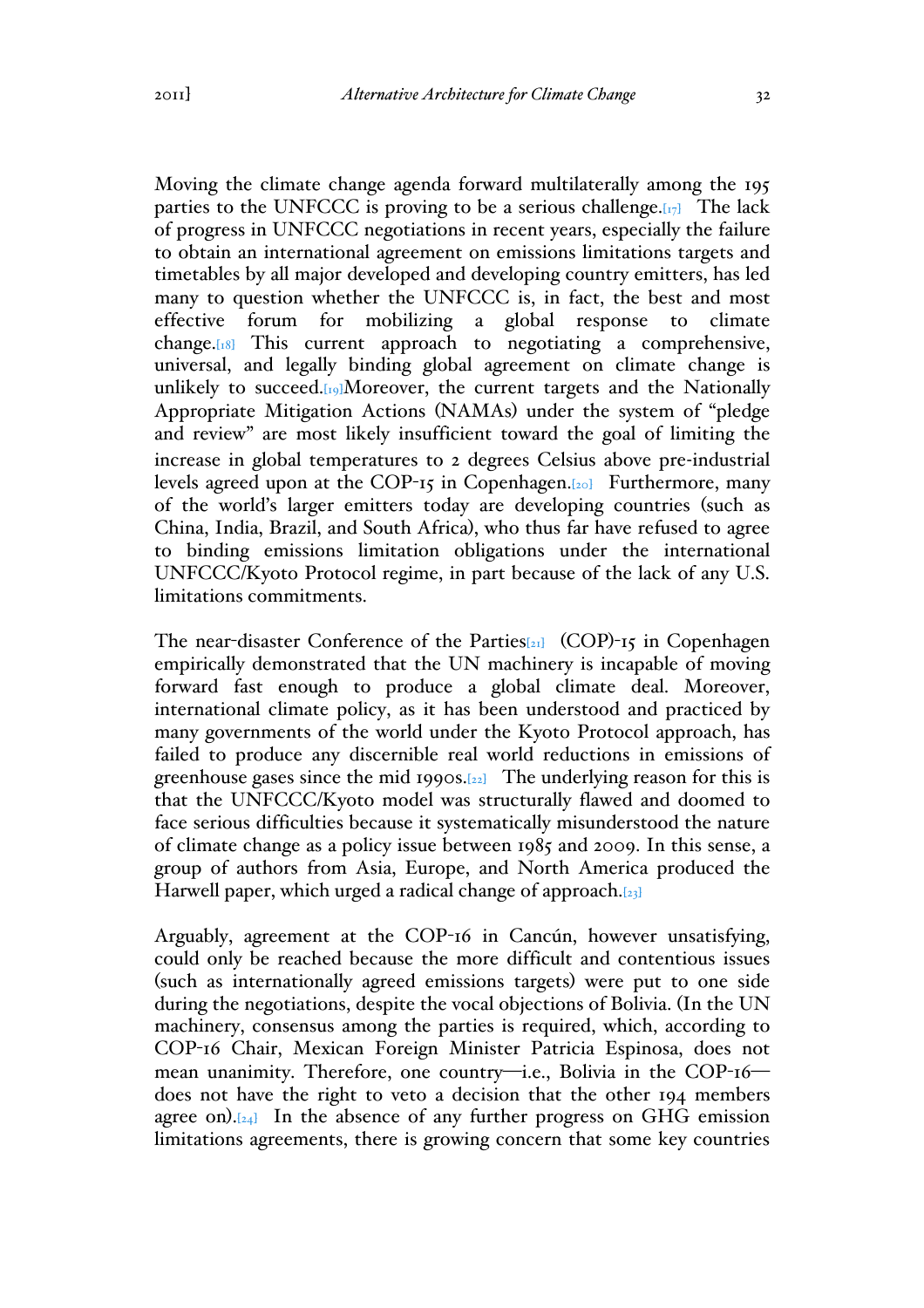Moving the climate change agenda forward multilaterally among the 195 parties to the UNFCCC is proving to be a serious challenge.[17] The lack of progress in UNFCCC negotiations in recent years, especially the failure to obtain an international agreement on emissions limitations targets and timetables by all major developed and developing country emitters, has led many to question whether the UNFCCC is, in fact, the best and most effective forum for mobilizing a global response to climate change.[18] This current approach to negotiating a comprehensive, universal, and legally binding global agreement on climate change is unlikely to succeed.[19]Moreover, the current targets and the Nationally Appropriate Mitigation Actions (NAMAs) under the system of "pledge and review" are most likely insufficient toward the goal of limiting the increase in global temperatures to 2 degrees Celsius above pre-industrial levels agreed upon at the COP-15 in Copenhagen.[20] Furthermore, many of the world's larger emitters today are developing countries (such as China, India, Brazil, and South Africa), who thus far have refused to agree to binding emissions limitation obligations under the international UNFCCC/Kyoto Protocol regime, in part because of the lack of any U.S. limitations commitments.

The near-disaster Conference of the Parties[21] (COP)-15 in Copenhagen empirically demonstrated that the UN machinery is incapable of moving forward fast enough to produce a global climate deal. Moreover, international climate policy, as it has been understood and practiced by many governments of the world under the Kyoto Protocol approach, has failed to produce any discernible real world reductions in emissions of greenhouse gases since the mid 1990s.[22] The underlying reason for this is that the UNFCCC/Kyoto model was structurally flawed and doomed to face serious difficulties because it systematically misunderstood the nature of climate change as a policy issue between 1985 and 2009. In this sense, a group of authors from Asia, Europe, and North America produced the Harwell paper, which urged a radical change of approach.[23]

Arguably, agreement at the COP-16 in Cancún, however unsatisfying, could only be reached because the more difficult and contentious issues (such as internationally agreed emissions targets) were put to one side during the negotiations, despite the vocal objections of Bolivia. (In the UN machinery, consensus among the parties is required, which, according to COP-16 Chair, Mexican Foreign Minister Patricia Espinosa, does not mean unanimity. Therefore, one country—i.e., Bolivia in the COP-16—does not have the right to veto a decision that the other 194 members agree on).[24] In the absence of any further progress on GHG emission limitations agreements, there is growing concern that some key countries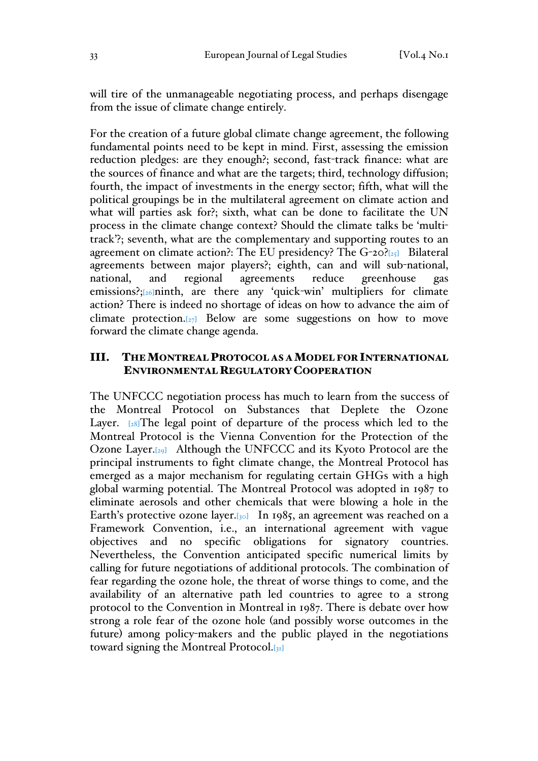will tire of the unmanageable negotiating process, and perhaps disengage from the issue of climate change entirely.

For the creation of a future global climate change agreement, the following fundamental points need to be kept in mind. First, assessing the emission reduction pledges: are they enough?; second, fast-track finance: what are the sources of finance and what are the targets; third, technology diffusion; fourth, the impact of investments in the energy sector; fifth, what will the political groupings be in the multilateral agreement on climate action and what will parties ask for?; sixth, what can be done to facilitate the UN process in the climate change context? Should the climate talks be 'multi-track'?; seventh, what are the complementary and supporting routes to an agreement on climate action?: The EU presidency? The G-20?[25] Bilateral agreements between major players?; eighth, can and will sub-national, national, and regional agreements reduce greenhouse gas emissions?;[26]ninth, are there any 'quick-win' multipliers for climate action? There is indeed no shortage of ideas on how to advance the aim of climate protection.[27] Below are some suggestions on how to move forward the climate change agenda.

## III. The Montreal Protocol as a Model for International Environmental Regulatory Cooperation

The UNFCCC negotiation process has much to learn from the success of the Montreal Protocol on Substances that Deplete the Ozone Layer. [28]The legal point of departure of the process which led to the Montreal Protocol is the Vienna Convention for the Protection of the Ozone Layer.[29] Although the UNFCCC and its Kyoto Protocol are the principal instruments to fight climate change, the Montreal Protocol has emerged as a major mechanism for regulating certain GHGs with a high global warming potential. The Montreal Protocol was adopted in 1987 to eliminate aerosols and other chemicals that were blowing a hole in the Earth's protective ozone layer.[30] In 1985, an agreement was reached on a Framework Convention, i.e., an international agreement with vague objectives and no specific obligations for signatory countries. Nevertheless, the Convention anticipated specific numerical limits by calling for future negotiations of additional protocols. The combination of fear regarding the ozone hole, the threat of worse things to come, and the availability of an alternative path led countries to agree to a strong protocol to the Convention in Montreal in 1987. There is debate over how strong a role fear of the ozone hole (and possibly worse outcomes in the future) among policy-makers and the public played in the negotiations toward signing the Montreal Protocol.[31]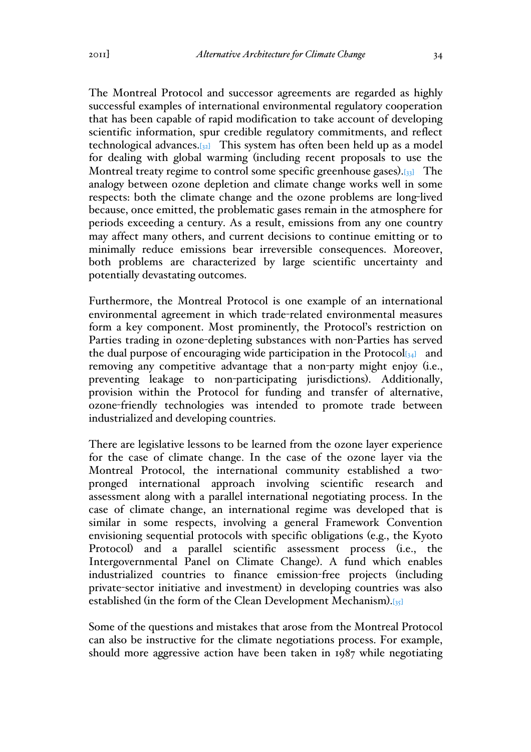The Montreal Protocol and successor agreements are regarded as highly successful examples of international environmental regulatory cooperation that has been capable of rapid modification to take account of developing scientific information, spur credible regulatory commitments, and reflect technological advances.[32] This system has often been held up as a model for dealing with global warming (including recent proposals to use the Montreal treaty regime to control some specific greenhouse gases).[33] The analogy between ozone depletion and climate change works well in some respects: both the climate change and the ozone problems are long-lived because, once emitted, the problematic gases remain in the atmosphere for periods exceeding a century. As a result, emissions from any one country may affect many others, and current decisions to continue emitting or to minimally reduce emissions bear irreversible consequences. Moreover, both problems are characterized by large scientific uncertainty and potentially devastating outcomes.

Furthermore, the Montreal Protocol is one example of an international environmental agreement in which trade-related environmental measures form a key component. Most prominently, the Protocol's restriction on Parties trading in ozone-depleting substances with non-Parties has served the dual purpose of encouraging wide participation in the Protocol[34] and removing any competitive advantage that a non-party might enjoy (i.e., preventing leakage to non-participating jurisdictions). Additionally, provision within the Protocol for funding and transfer of alternative, ozone-friendly technologies was intended to promote trade between industrialized and developing countries.

There are legislative lessons to be learned from the ozone layer experience for the case of climate change. In the case of the ozone layer via the Montreal Protocol, the international community established a two-pronged international approach involving scientific research and assessment along with a parallel international negotiating process. In the case of climate change, an international regime was developed that is similar in some respects, involving a general Framework Convention envisioning sequential protocols with specific obligations (e.g., the Kyoto Protocol) and a parallel scientific assessment process (i.e., the Intergovernmental Panel on Climate Change). A fund which enables industrialized countries to finance emission-free projects (including private-sector initiative and investment) in developing countries was also established (in the form of the Clean Development Mechanism).[35]

Some of the questions and mistakes that arose from the Montreal Protocol can also be instructive for the climate negotiations process. For example, should more aggressive action have been taken in 1987 while negotiating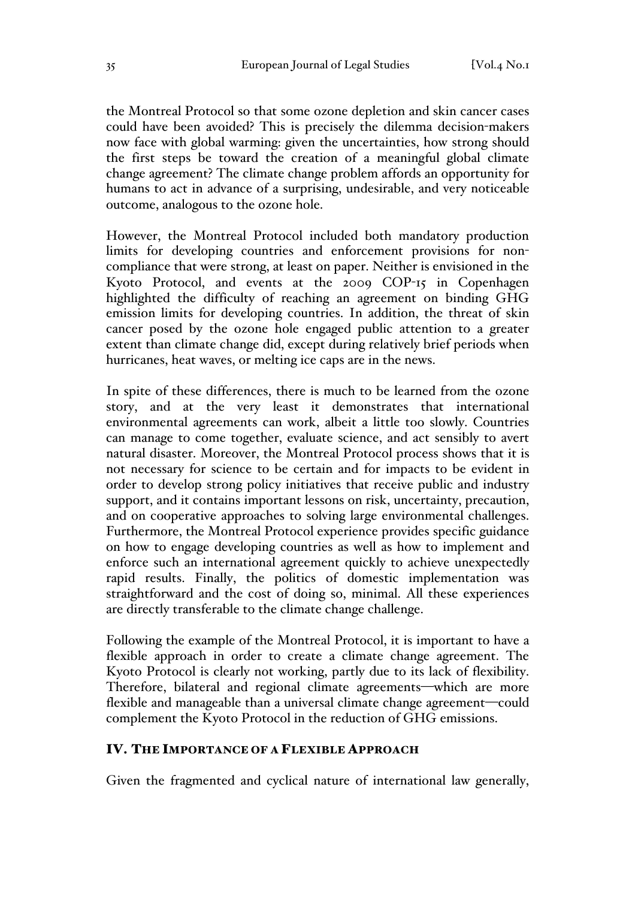the Montreal Protocol so that some ozone depletion and skin cancer cases could have been avoided? This is precisely the dilemma decision-makers now face with global warming: given the uncertainties, how strong should the first steps be toward the creation of a meaningful global climate change agreement? The climate change problem affords an opportunity for humans to act in advance of a surprising, undesirable, and very noticeable outcome, analogous to the ozone hole.

However, the Montreal Protocol included both mandatory production limits for developing countries and enforcement provisions for non-compliance that were strong, at least on paper. Neither is envisioned in the Kyoto Protocol, and events at the 2009 COP-15 in Copenhagen highlighted the difficulty of reaching an agreement on binding GHG emission limits for developing countries. In addition, the threat of skin cancer posed by the ozone hole engaged public attention to a greater extent than climate change did, except during relatively brief periods when hurricanes, heat waves, or melting ice caps are in the news.

In spite of these differences, there is much to be learned from the ozone story, and at the very least it demonstrates that international environmental agreements can work, albeit a little too slowly. Countries can manage to come together, evaluate science, and act sensibly to avert natural disaster. Moreover, the Montreal Protocol process shows that it is not necessary for science to be certain and for impacts to be evident in order to develop strong policy initiatives that receive public and industry support, and it contains important lessons on risk, uncertainty, precaution, and on cooperative approaches to solving large environmental challenges. Furthermore, the Montreal Protocol experience provides specific guidance on how to engage developing countries as well as how to implement and enforce such an international agreement quickly to achieve unexpectedly rapid results. Finally, the politics of domestic implementation was straightforward and the cost of doing so, minimal. All these experiences are directly transferable to the climate change challenge.

Following the example of the Montreal Protocol, it is important to have a flexible approach in order to create a climate change agreement. The Kyoto Protocol is clearly not working, partly due to its lack of flexibility. Therefore, bilateral and regional climate agreements—which are more flexible and manageable than a universal climate change agreement—could complement the Kyoto Protocol in the reduction of GHG emissions.

## IV. The Importance of a Flexible Approach

Given the fragmented and cyclical nature of international law generally,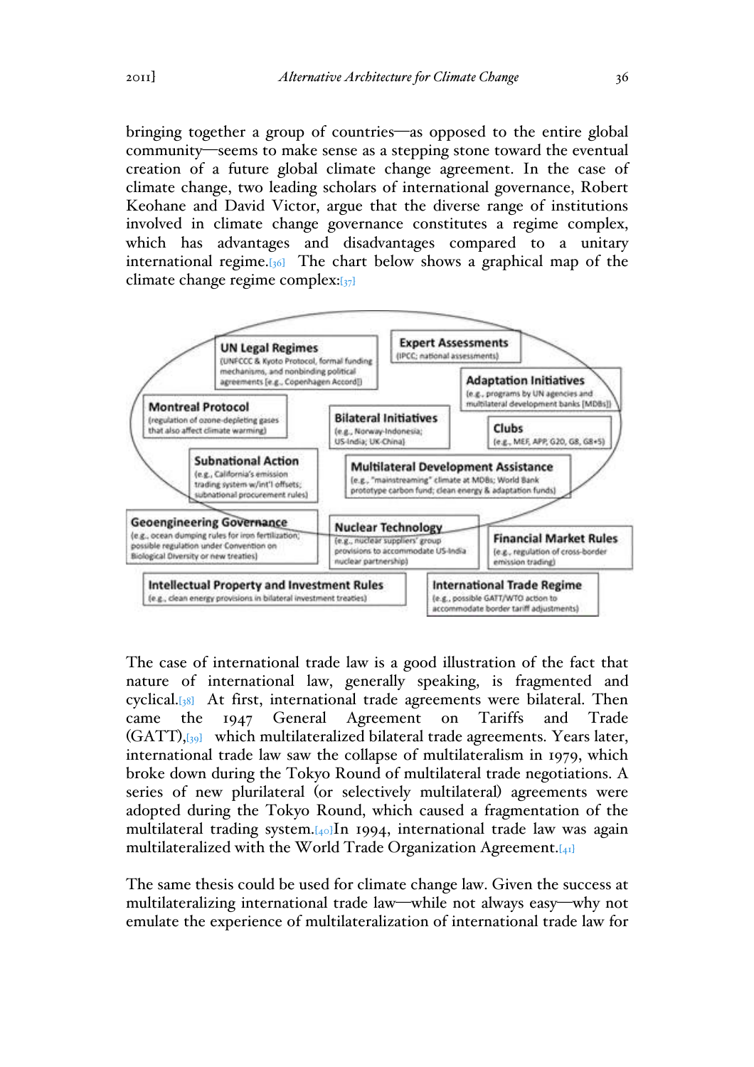bringing together a group of countries—as opposed to the entire global community—seems to make sense as a stepping stone toward the eventual creation of a future global climate change agreement. In the case of climate change, two leading scholars of international governance, Robert Keohane and David Victor, argue that the diverse range of institutions involved in climate change governance constitutes a regime complex, which has advantages and disadvantages compared to a unitary international regime.[36] The chart below shows a graphical map of the climate change regime complex:[37]

**UN Legal Regimes** (UNFCCC & Kyoto Protocol, formal funding mechanisms, and nonbinding political agreements [e.g., Copenhagen Accord])

**Expert Assessments** (IPCC; national assessments)

**Adaptation Initiatives** (e.g., programs by UN agencies and multilateral development banks [MDBs])

**Montreal Protocol** (regulation of ozone-depleting gases that also affect climate warming)

**Bilateral Initiatives** (e.g., Norway-Indonesia; US-India; UK-China)

**Clubs** (e.g., MEF, APP, G20, G8, G8+5)

**Subnational Action** (e.g., California's emission trading system w/int'l offsets; subnational procurement rules)

**Multilateral Development Assistance** (e.g., "mainstreaming" climate at MDBs; World Bank prototype carbon fund; clean energy & adaptation funds)

**Geoengineering Governance** (e.g., ocean dumping rules for iron fertilization; possible regulation under Convention on Biological Diversity or new treaties)

**Nuclear Technology** (e.g., nuclear suppliers' group provisions to accommodate US-India nuclear partnership)

**Financial Market Rules** (e.g., regulation of cross-border emission trading)

**Intellectual Property and Investment Rules** (e.g., clean energy provisions in bilateral investment treaties)

**International Trade Regime** (e.g., possible GATT/WTO action to accommodate border tariff adjustments)

The case of international trade law is a good illustration of the fact that nature of international law, generally speaking, is fragmented and cyclical.[38] At first, international trade agreements were bilateral. Then came the 1947 General Agreement on Tariffs and Trade (GATT),[39] which multilateralized bilateral trade agreements. Years later, international trade law saw the collapse of multilateralism in 1979, which broke down during the Tokyo Round of multilateral trade negotiations. A series of new plurilateral (or selectively multilateral) agreements were adopted during the Tokyo Round, which caused a fragmentation of the multilateral trading system.[40]In 1994, international trade law was again multilateralized with the World Trade Organization Agreement.[41]

The same thesis could be used for climate change law. Given the success at multilateralizing international trade law—while not always easy—why not emulate the experience of multilateralization of international trade law for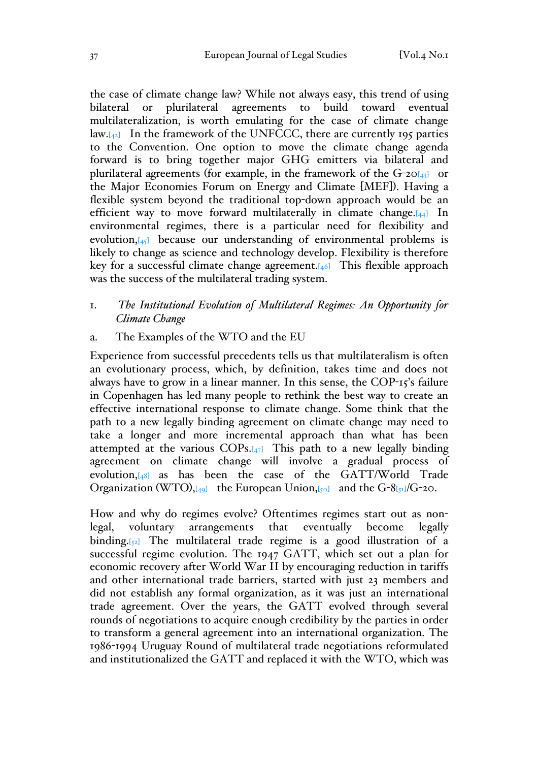the case of climate change law? While not always easy, this trend of using bilateral or plurilateral agreements to build toward eventual multilateralization, is worth emulating for the case of climate change law.[42] In the framework of the UNFCCC, there are currently 195 parties to the Convention. One option to move the climate change agenda forward is to bring together major GHG emitters via bilateral and plurilateral agreements (for example, in the framework of the G-20[43] or the Major Economies Forum on Energy and Climate [MEF]). Having a flexible system beyond the traditional top-down approach would be an efficient way to move forward multilaterally in climate change.[44] In environmental regimes, there is a particular need for flexibility and evolution,[45] because our understanding of environmental problems is likely to change as science and technology develop. Flexibility is therefore key for a successful climate change agreement.[46] This flexible approach was the success of the multilateral trading system.

1. *The Institutional Evolution of Multilateral Regimes: An Opportunity for Climate Change*

a. The Examples of the WTO and the EU

Experience from successful precedents tells us that multilateralism is often an evolutionary process, which, by definition, takes time and does not always have to grow in a linear manner. In this sense, the COP-15's failure in Copenhagen has led many people to rethink the best way to create an effective international response to climate change. Some think that the path to a new legally binding agreement on climate change may need to take a longer and more incremental approach than what has been attempted at the various COPs.[47] This path to a new legally binding agreement on climate change will involve a gradual process of evolution,[48] as has been the case of the GATT/World Trade Organization (WTO),[49] the European Union,[50] and the G-8[51]/G-20.

How and why do regimes evolve? Oftentimes regimes start out as non-legal, voluntary arrangements that eventually become legally binding.[52] The multilateral trade regime is a good illustration of a successful regime evolution. The 1947 GATT, which set out a plan for economic recovery after World War II by encouraging reduction in tariffs and other international trade barriers, started with just 23 members and did not establish any formal organization, as it was just an international trade agreement. Over the years, the GATT evolved through several rounds of negotiations to acquire enough credibility by the parties in order to transform a general agreement into an international organization. The 1986-1994 Uruguay Round of multilateral trade negotiations reformulated and institutionalized the GATT and replaced it with the WTO, which was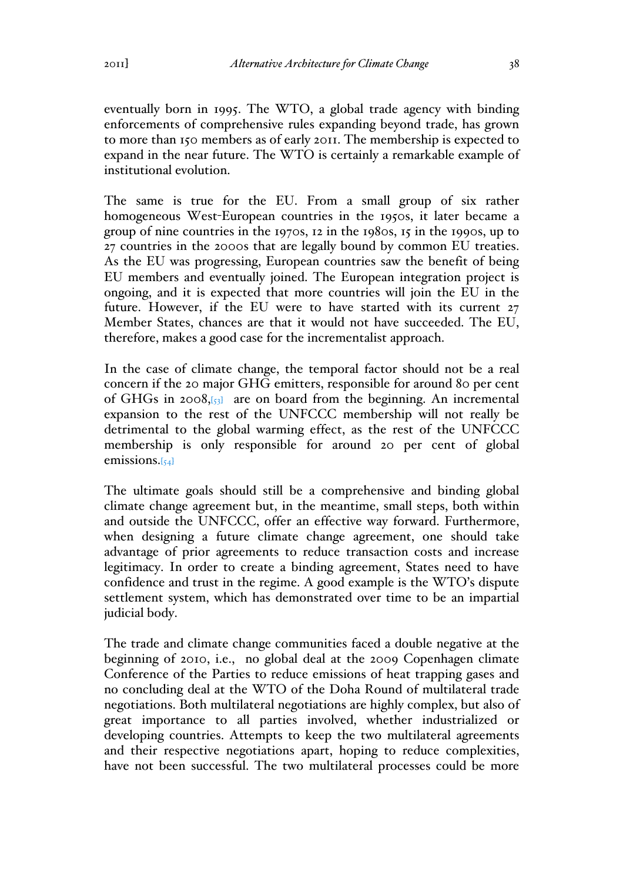eventually born in 1995. The WTO, a global trade agency with binding enforcements of comprehensive rules expanding beyond trade, has grown to more than 150 members as of early 2011. The membership is expected to expand in the near future. The WTO is certainly a remarkable example of institutional evolution.

The same is true for the EU. From a small group of six rather homogeneous West-European countries in the 1950s, it later became a group of nine countries in the 1970s, 12 in the 1980s, 15 in the 1990s, up to 27 countries in the 2000s that are legally bound by common EU treaties. As the EU was progressing, European countries saw the benefit of being EU members and eventually joined. The European integration project is ongoing, and it is expected that more countries will join the EU in the future. However, if the EU were to have started with its current 27 Member States, chances are that it would not have succeeded. The EU, therefore, makes a good case for the incrementalist approach.

In the case of climate change, the temporal factor should not be a real concern if the 20 major GHG emitters, responsible for around 80 per cent of GHGs in 2008,[53] are on board from the beginning. An incremental expansion to the rest of the UNFCCC membership will not really be detrimental to the global warming effect, as the rest of the UNFCCC membership is only responsible for around 20 per cent of global emissions.[54]

The ultimate goals should still be a comprehensive and binding global climate change agreement but, in the meantime, small steps, both within and outside the UNFCCC, offer an effective way forward. Furthermore, when designing a future climate change agreement, one should take advantage of prior agreements to reduce transaction costs and increase legitimacy. In order to create a binding agreement, States need to have confidence and trust in the regime. A good example is the WTO's dispute settlement system, which has demonstrated over time to be an impartial judicial body.

The trade and climate change communities faced a double negative at the beginning of 2010, i.e., no global deal at the 2009 Copenhagen climate Conference of the Parties to reduce emissions of heat trapping gases and no concluding deal at the WTO of the Doha Round of multilateral trade negotiations. Both multilateral negotiations are highly complex, but also of great importance to all parties involved, whether industrialized or developing countries. Attempts to keep the two multilateral agreements and their respective negotiations apart, hoping to reduce complexities, have not been successful. The two multilateral processes could be more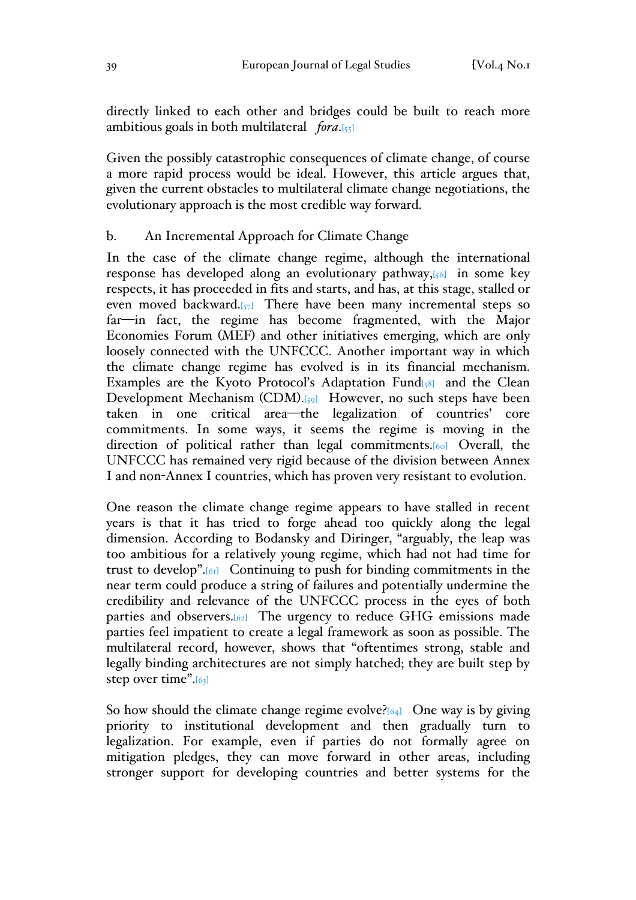directly linked to each other and bridges could be built to reach more ambitious goals in both multilateral *fora*.[55]

Given the possibly catastrophic consequences of climate change, of course a more rapid process would be ideal. However, this article argues that, given the current obstacles to multilateral climate change negotiations, the evolutionary approach is the most credible way forward.

### b. An Incremental Approach for Climate Change

In the case of the climate change regime, although the international response has developed along an evolutionary pathway,[56] in some key respects, it has proceeded in fits and starts, and has, at this stage, stalled or even moved backward.[57] There have been many incremental steps so far—in fact, the regime has become fragmented, with the Major Economies Forum (MEF) and other initiatives emerging, which are only loosely connected with the UNFCCC. Another important way in which the climate change regime has evolved is in its financial mechanism. Examples are the Kyoto Protocol's Adaptation Fund[58] and the Clean Development Mechanism (CDM).[59] However, no such steps have been taken in one critical area—the legalization of countries' core commitments. In some ways, it seems the regime is moving in the direction of political rather than legal commitments.[60] Overall, the UNFCCC has remained very rigid because of the division between Annex I and non-Annex I countries, which has proven very resistant to evolution.

One reason the climate change regime appears to have stalled in recent years is that it has tried to forge ahead too quickly along the legal dimension. According to Bodansky and Diringer, "arguably, the leap was too ambitious for a relatively young regime, which had not had time for trust to develop".[61] Continuing to push for binding commitments in the near term could produce a string of failures and potentially undermine the credibility and relevance of the UNFCCC process in the eyes of both parties and observers.[62] The urgency to reduce GHG emissions made parties feel impatient to create a legal framework as soon as possible. The multilateral record, however, shows that "oftentimes strong, stable and legally binding architectures are not simply hatched; they are built step by step over time".[63]

So how should the climate change regime evolve?[64] One way is by giving priority to institutional development and then gradually turn to legalization. For example, even if parties do not formally agree on mitigation pledges, they can move forward in other areas, including stronger support for developing countries and better systems for the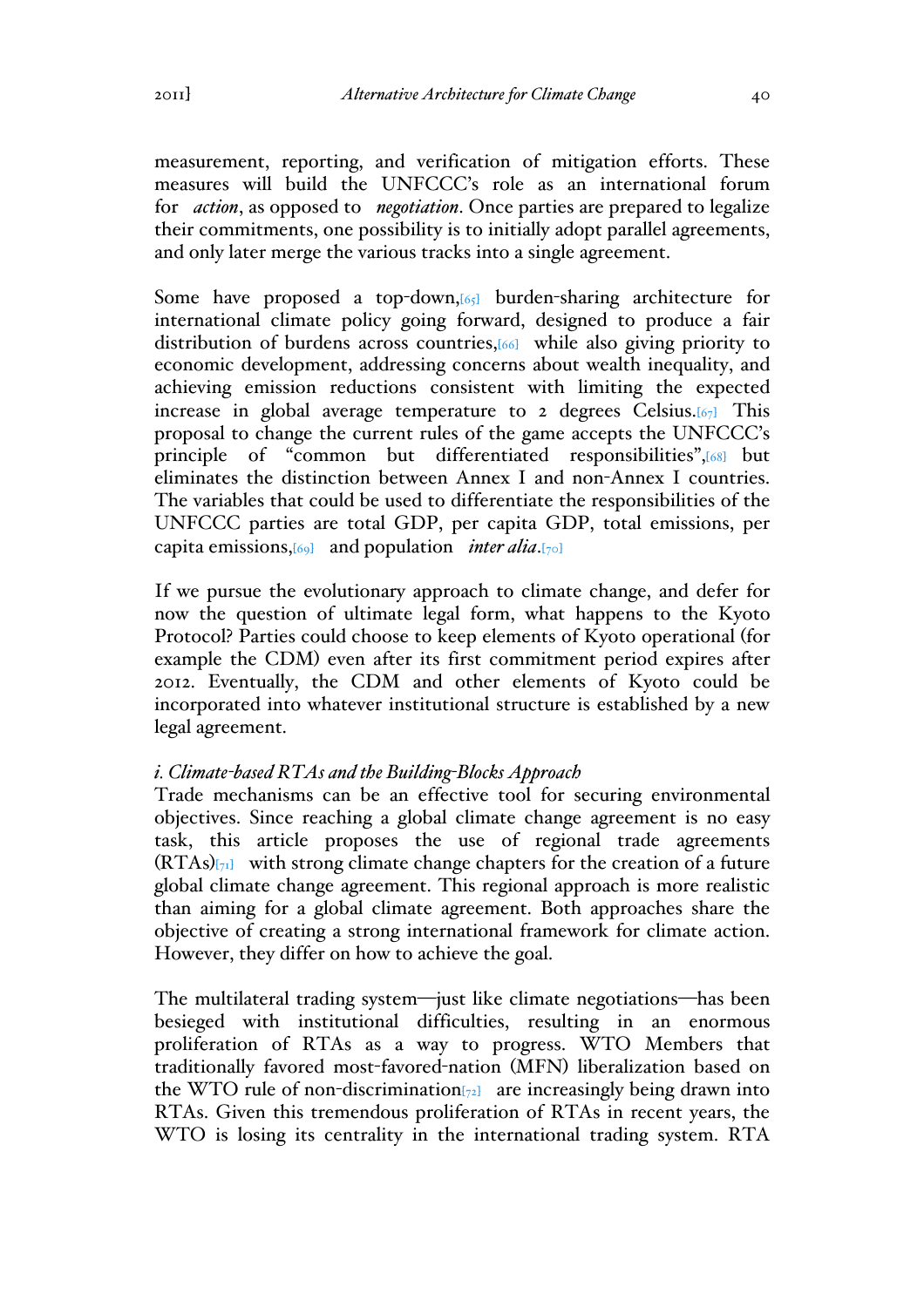measurement, reporting, and verification of mitigation efforts. These measures will build the UNFCCC's role as an international forum for *action*, as opposed to *negotiation*. Once parties are prepared to legalize their commitments, one possibility is to initially adopt parallel agreements, and only later merge the various tracks into a single agreement.

Some have proposed a top-down,[65] burden-sharing architecture for international climate policy going forward, designed to produce a fair distribution of burdens across countries,[66] while also giving priority to economic development, addressing concerns about wealth inequality, and achieving emission reductions consistent with limiting the expected increase in global average temperature to 2 degrees Celsius.[67] This proposal to change the current rules of the game accepts the UNFCCC's principle of "common but differentiated responsibilities",[68] but eliminates the distinction between Annex I and non-Annex I countries. The variables that could be used to differentiate the responsibilities of the UNFCCC parties are total GDP, per capita GDP, total emissions, per capita emissions,[69] and population *inter alia*.[70]

If we pursue the evolutionary approach to climate change, and defer for now the question of ultimate legal form, what happens to the Kyoto Protocol? Parties could choose to keep elements of Kyoto operational (for example the CDM) even after its first commitment period expires after 2012. Eventually, the CDM and other elements of Kyoto could be incorporated into whatever institutional structure is established by a new legal agreement.

*i. Climate-based RTAs and the Building-Blocks Approach*

Trade mechanisms can be an effective tool for securing environmental objectives. Since reaching a global climate change agreement is no easy task, this article proposes the use of regional trade agreements (RTAs)[71] with strong climate change chapters for the creation of a future global climate change agreement. This regional approach is more realistic than aiming for a global climate agreement. Both approaches share the objective of creating a strong international framework for climate action. However, they differ on how to achieve the goal.

The multilateral trading system—just like climate negotiations—has been besieged with institutional difficulties, resulting in an enormous proliferation of RTAs as a way to progress. WTO Members that traditionally favored most-favored-nation (MFN) liberalization based on the WTO rule of non-discrimination[72] are increasingly being drawn into RTAs. Given this tremendous proliferation of RTAs in recent years, the WTO is losing its centrality in the international trading system. RTA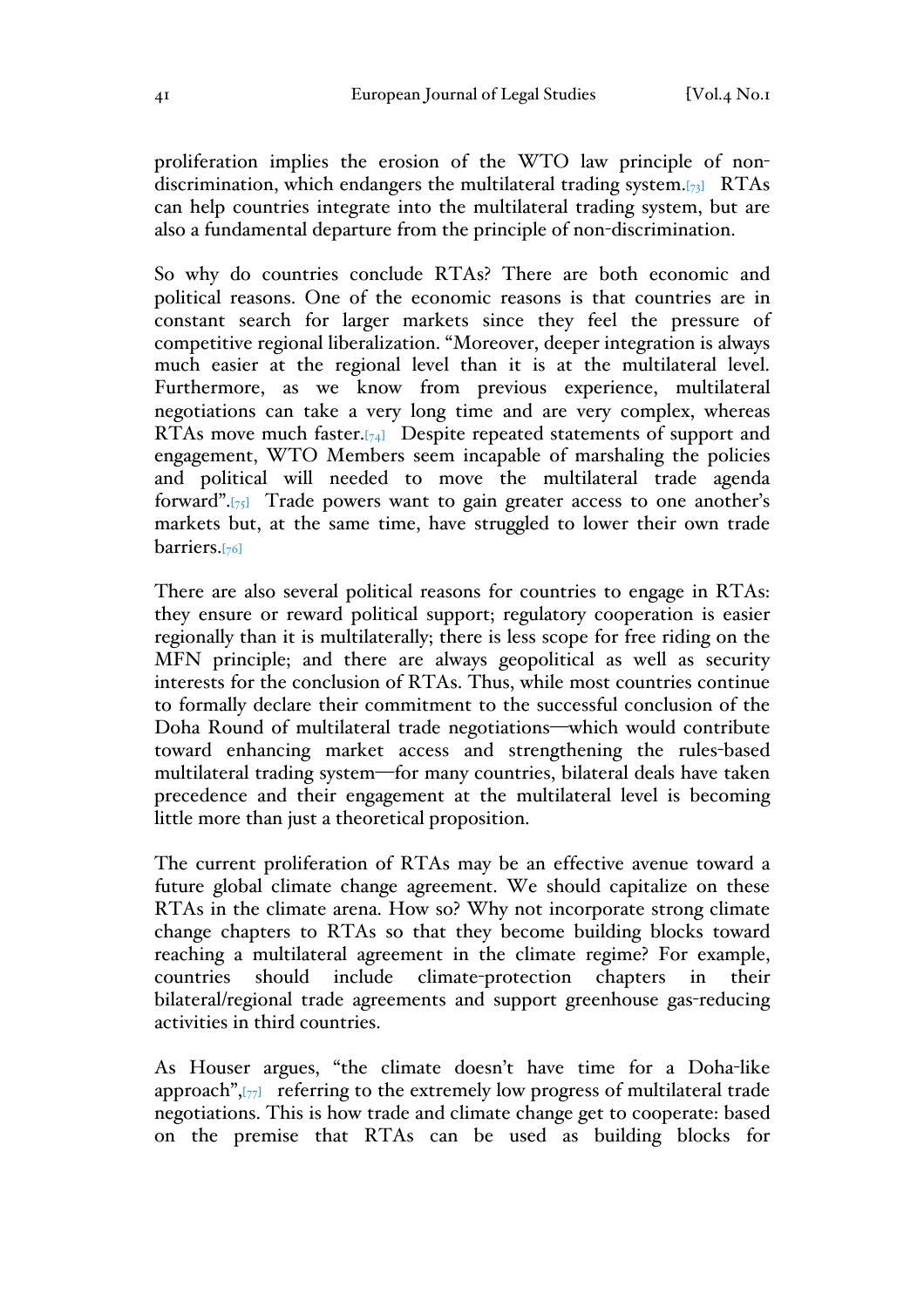proliferation implies the erosion of the WTO law principle of non-discrimination, which endangers the multilateral trading system.[73] RTAs can help countries integrate into the multilateral trading system, but are also a fundamental departure from the principle of non-discrimination.

So why do countries conclude RTAs? There are both economic and political reasons. One of the economic reasons is that countries are in constant search for larger markets since they feel the pressure of competitive regional liberalization. "Moreover, deeper integration is always much easier at the regional level than it is at the multilateral level. Furthermore, as we know from previous experience, multilateral negotiations can take a very long time and are very complex, whereas RTAs move much faster.[74] Despite repeated statements of support and engagement, WTO Members seem incapable of marshaling the policies and political will needed to move the multilateral trade agenda forward".[75] Trade powers want to gain greater access to one another's markets but, at the same time, have struggled to lower their own trade barriers.[76]

There are also several political reasons for countries to engage in RTAs: they ensure or reward political support; regulatory cooperation is easier regionally than it is multilaterally; there is less scope for free riding on the MFN principle; and there are always geopolitical as well as security interests for the conclusion of RTAs. Thus, while most countries continue to formally declare their commitment to the successful conclusion of the Doha Round of multilateral trade negotiations—which would contribute toward enhancing market access and strengthening the rules-based multilateral trading system—for many countries, bilateral deals have taken precedence and their engagement at the multilateral level is becoming little more than just a theoretical proposition.

The current proliferation of RTAs may be an effective avenue toward a future global climate change agreement. We should capitalize on these RTAs in the climate arena. How so? Why not incorporate strong climate change chapters to RTAs so that they become building blocks toward reaching a multilateral agreement in the climate regime? For example, countries should include climate-protection chapters in their bilateral/regional trade agreements and support greenhouse gas-reducing activities in third countries.

As Houser argues, "the climate doesn't have time for a Doha-like approach",[77] referring to the extremely low progress of multilateral trade negotiations. This is how trade and climate change get to cooperate: based on the premise that RTAs can be used as building blocks for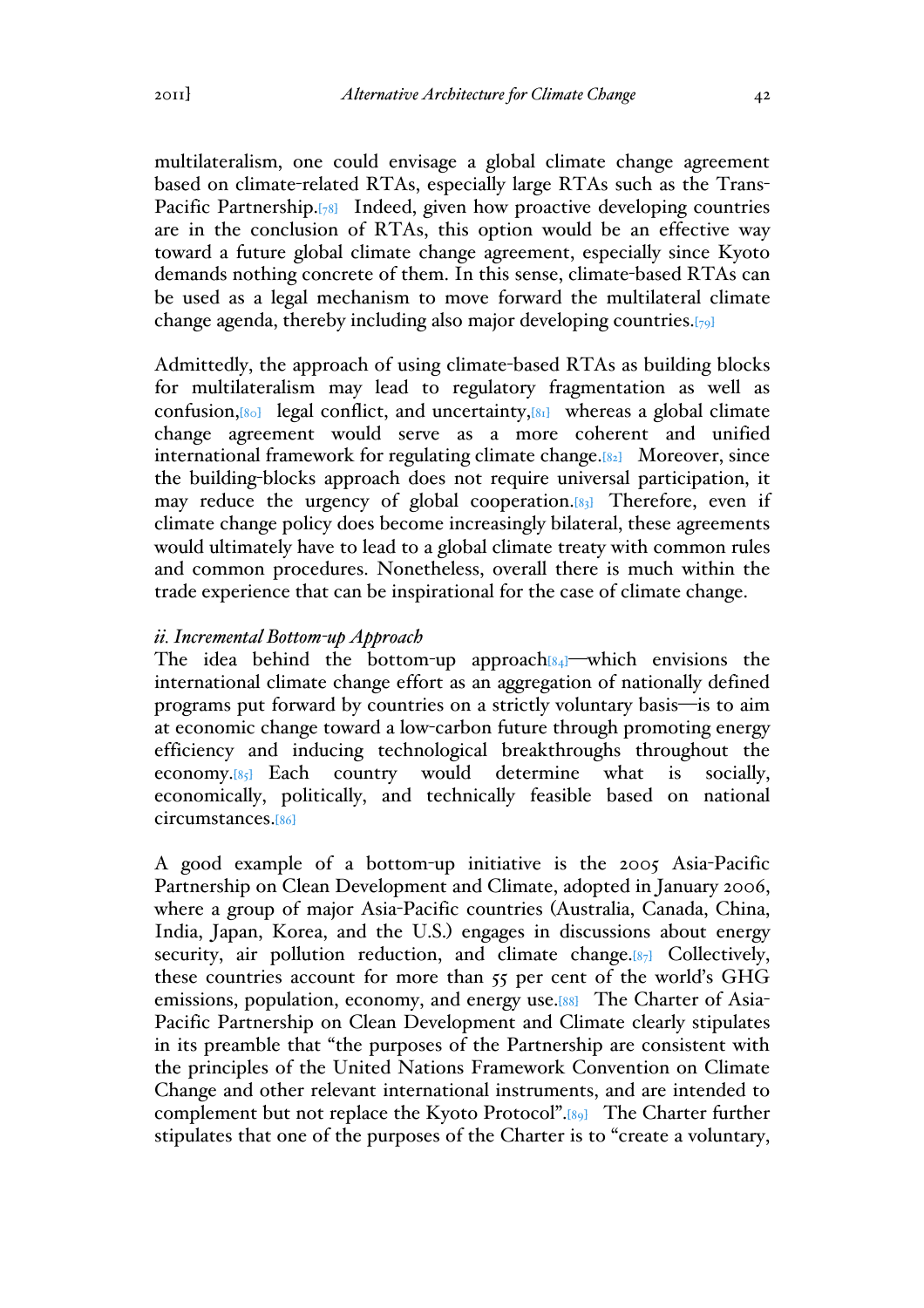multilateralism, one could envisage a global climate change agreement based on climate-related RTAs, especially large RTAs such as the Trans-Pacific Partnership.[78] Indeed, given how proactive developing countries are in the conclusion of RTAs, this option would be an effective way toward a future global climate change agreement, especially since Kyoto demands nothing concrete of them. In this sense, climate-based RTAs can be used as a legal mechanism to move forward the multilateral climate change agenda, thereby including also major developing countries.[79]

Admittedly, the approach of using climate-based RTAs as building blocks for multilateralism may lead to regulatory fragmentation as well as confusion,[80] legal conflict, and uncertainty,[81] whereas a global climate change agreement would serve as a more coherent and unified international framework for regulating climate change.[82] Moreover, since the building-blocks approach does not require universal participation, it may reduce the urgency of global cooperation.[83] Therefore, even if climate change policy does become increasingly bilateral, these agreements would ultimately have to lead to a global climate treaty with common rules and common procedures. Nonetheless, overall there is much within the trade experience that can be inspirational for the case of climate change.

*ii. Incremental Bottom-up Approach*

The idea behind the bottom-up approach[84]—which envisions the international climate change effort as an aggregation of nationally defined programs put forward by countries on a strictly voluntary basis—is to aim at economic change toward a low-carbon future through promoting energy efficiency and inducing technological breakthroughs throughout the economy.[85] Each country would determine what is socially, economically, politically, and technically feasible based on national circumstances.[86]

A good example of a bottom-up initiative is the 2005 Asia-Pacific Partnership on Clean Development and Climate, adopted in January 2006, where a group of major Asia-Pacific countries (Australia, Canada, China, India, Japan, Korea, and the U.S.) engages in discussions about energy security, air pollution reduction, and climate change.[87] Collectively, these countries account for more than 55 per cent of the world's GHG emissions, population, economy, and energy use.[88] The Charter of Asia-Pacific Partnership on Clean Development and Climate clearly stipulates in its preamble that "the purposes of the Partnership are consistent with the principles of the United Nations Framework Convention on Climate Change and other relevant international instruments, and are intended to complement but not replace the Kyoto Protocol".[89] The Charter further stipulates that one of the purposes of the Charter is to "create a voluntary,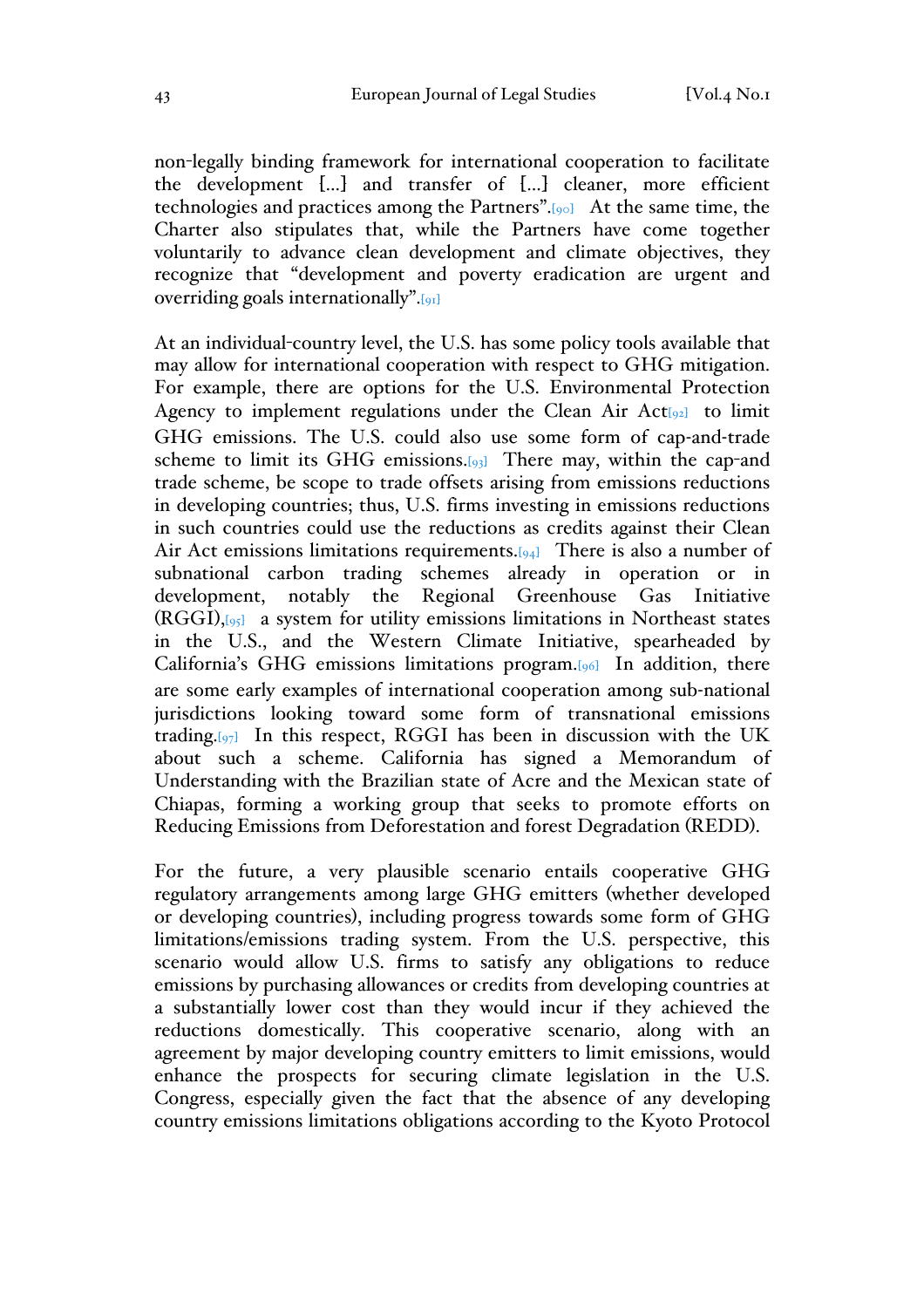non-legally binding framework for international cooperation to facilitate the development [...] and transfer of [...] cleaner, more efficient technologies and practices among the Partners".[90] At the same time, the Charter also stipulates that, while the Partners have come together voluntarily to advance clean development and climate objectives, they recognize that "development and poverty eradication are urgent and overriding goals internationally".[91]

At an individual-country level, the U.S. has some policy tools available that may allow for international cooperation with respect to GHG mitigation. For example, there are options for the U.S. Environmental Protection Agency to implement regulations under the Clean Air Act[92] to limit GHG emissions. The U.S. could also use some form of cap-and-trade scheme to limit its GHG emissions.[93] There may, within the cap-and trade scheme, be scope to trade offsets arising from emissions reductions in developing countries; thus, U.S. firms investing in emissions reductions in such countries could use the reductions as credits against their Clean Air Act emissions limitations requirements.[94] There is also a number of subnational carbon trading schemes already in operation or in development, notably the Regional Greenhouse Gas Initiative (RGGI),[95] a system for utility emissions limitations in Northeast states in the U.S., and the Western Climate Initiative, spearheaded by California's GHG emissions limitations program.[96] In addition, there are some early examples of international cooperation among sub-national jurisdictions looking toward some form of transnational emissions trading.[97] In this respect, RGGI has been in discussion with the UK about such a scheme. California has signed a Memorandum of Understanding with the Brazilian state of Acre and the Mexican state of Chiapas, forming a working group that seeks to promote efforts on Reducing Emissions from Deforestation and forest Degradation (REDD).

For the future, a very plausible scenario entails cooperative GHG regulatory arrangements among large GHG emitters (whether developed or developing countries), including progress towards some form of GHG limitations/emissions trading system. From the U.S. perspective, this scenario would allow U.S. firms to satisfy any obligations to reduce emissions by purchasing allowances or credits from developing countries at a substantially lower cost than they would incur if they achieved the reductions domestically. This cooperative scenario, along with an agreement by major developing country emitters to limit emissions, would enhance the prospects for securing climate legislation in the U.S. Congress, especially given the fact that the absence of any developing country emissions limitations obligations according to the Kyoto Protocol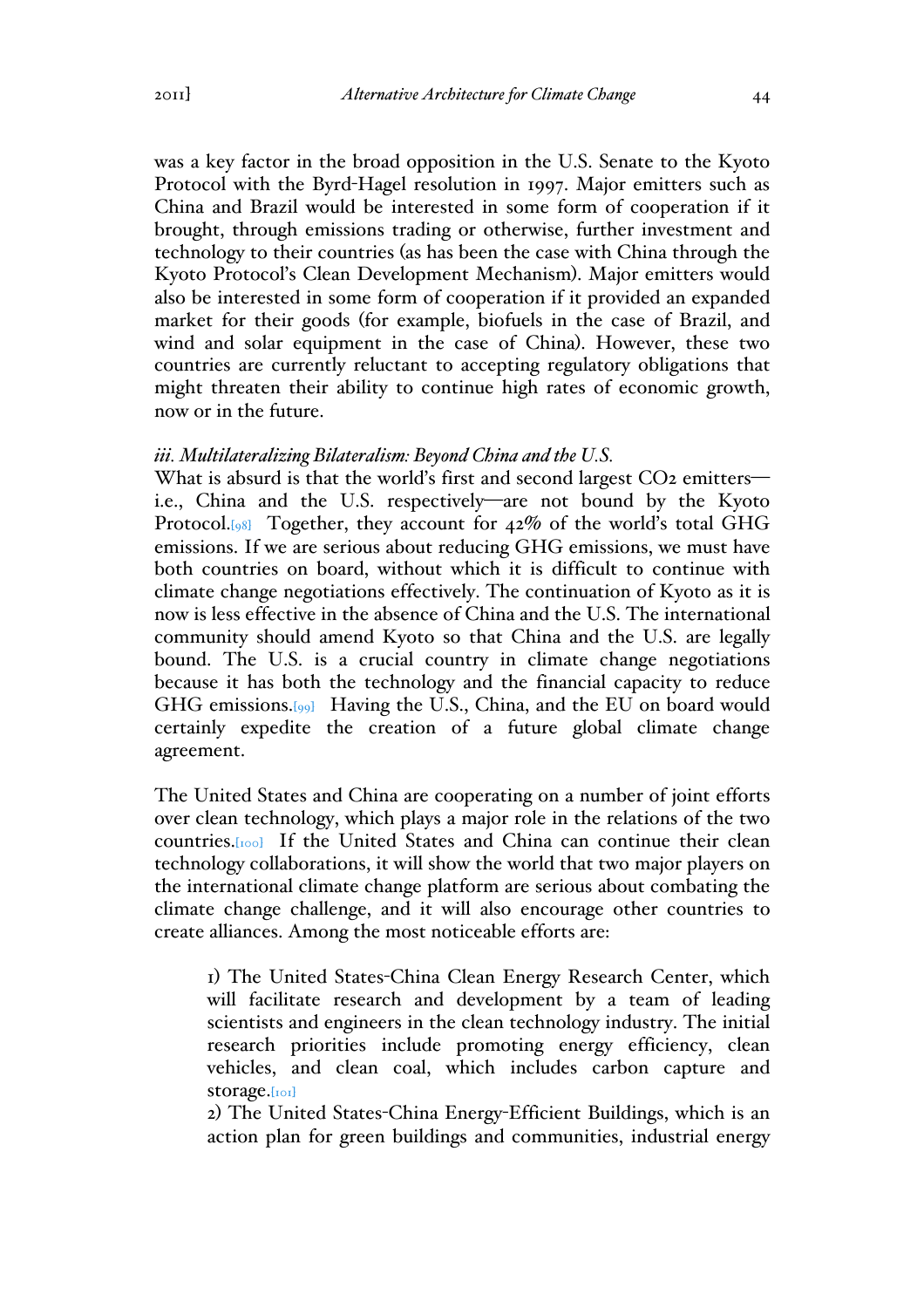was a key factor in the broad opposition in the U.S. Senate to the Kyoto Protocol with the Byrd-Hagel resolution in 1997. Major emitters such as China and Brazil would be interested in some form of cooperation if it brought, through emissions trading or otherwise, further investment and technology to their countries (as has been the case with China through the Kyoto Protocol's Clean Development Mechanism). Major emitters would also be interested in some form of cooperation if it provided an expanded market for their goods (for example, biofuels in the case of Brazil, and wind and solar equipment in the case of China). However, these two countries are currently reluctant to accepting regulatory obligations that might threaten their ability to continue high rates of economic growth, now or in the future.

*iii. Multilateralizing Bilateralism: Beyond China and the U.S.*

What is absurd is that the world's first and second largest $CO_2$ emitters—i.e., China and the U.S. respectively—are not bound by the Kyoto Protocol.[98] Together, they account for 42% of the world's total GHG emissions. If we are serious about reducing GHG emissions, we must have both countries on board, without which it is difficult to continue with climate change negotiations effectively. The continuation of Kyoto as it is now is less effective in the absence of China and the U.S. The international community should amend Kyoto so that China and the U.S. are legally bound. The U.S. is a crucial country in climate change negotiations because it has both the technology and the financial capacity to reduce GHG emissions.[99] Having the U.S., China, and the EU on board would certainly expedite the creation of a future global climate change agreement.

The United States and China are cooperating on a number of joint efforts over clean technology, which plays a major role in the relations of the two countries.[100] If the United States and China can continue their clean technology collaborations, it will show the world that two major players on the international climate change platform are serious about combating the climate change challenge, and it will also encourage other countries to create alliances. Among the most noticeable efforts are:

> 1) The United States-China Clean Energy Research Center, which will facilitate research and development by a team of leading scientists and engineers in the clean technology industry. The initial research priorities include promoting energy efficiency, clean vehicles, and clean coal, which includes carbon capture and storage.[101]
>
> 2) The United States-China Energy-Efficient Buildings, which is an action plan for green buildings and communities, industrial energy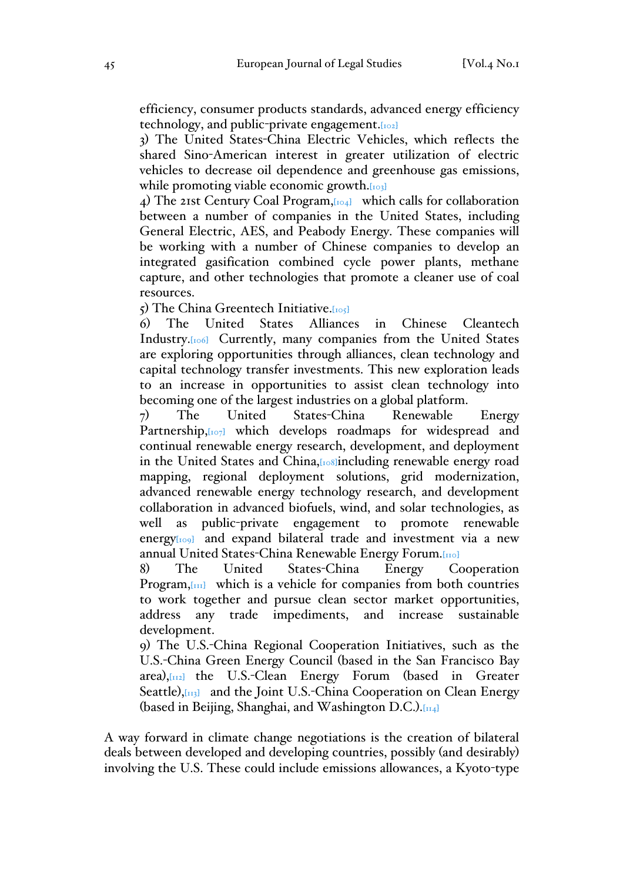efficiency, consumer products standards, advanced energy efficiency technology, and public-private engagement.[102]

3) The United States-China Electric Vehicles, which reflects the shared Sino-American interest in greater utilization of electric vehicles to decrease oil dependence and greenhouse gas emissions, while promoting viable economic growth.[103]

4) The 21st Century Coal Program,[104] which calls for collaboration between a number of companies in the United States, including General Electric, AES, and Peabody Energy. These companies will be working with a number of Chinese companies to develop an integrated gasification combined cycle power plants, methane capture, and other technologies that promote a cleaner use of coal resources.

5) The China Greentech Initiative.[105]

6) The United States Alliances in Chinese Cleantech Industry.[106] Currently, many companies from the United States are exploring opportunities through alliances, clean technology and capital technology transfer investments. This new exploration leads to an increase in opportunities to assist clean technology into becoming one of the largest industries on a global platform.

7) The United States-China Renewable Energy Partnership,[107] which develops roadmaps for widespread and continual renewable energy research, development, and deployment in the United States and China,[108]including renewable energy road mapping, regional deployment solutions, grid modernization, advanced renewable energy technology research, and development collaboration in advanced biofuels, wind, and solar technologies, as well as public-private engagement to promote renewable energy[109] and expand bilateral trade and investment via a new annual United States-China Renewable Energy Forum.[110]

8) The United States-China Energy Cooperation Program,[111] which is a vehicle for companies from both countries to work together and pursue clean sector market opportunities, address any trade impediments, and increase sustainable development.

9) The U.S.-China Regional Cooperation Initiatives, such as the U.S.-China Green Energy Council (based in the San Francisco Bay area),[112] the U.S.-Clean Energy Forum (based in Greater Seattle),[113] and the Joint U.S.-China Cooperation on Clean Energy (based in Beijing, Shanghai, and Washington D.C.).[114]

A way forward in climate change negotiations is the creation of bilateral deals between developed and developing countries, possibly (and desirably) involving the U.S. These could include emissions allowances, a Kyoto-type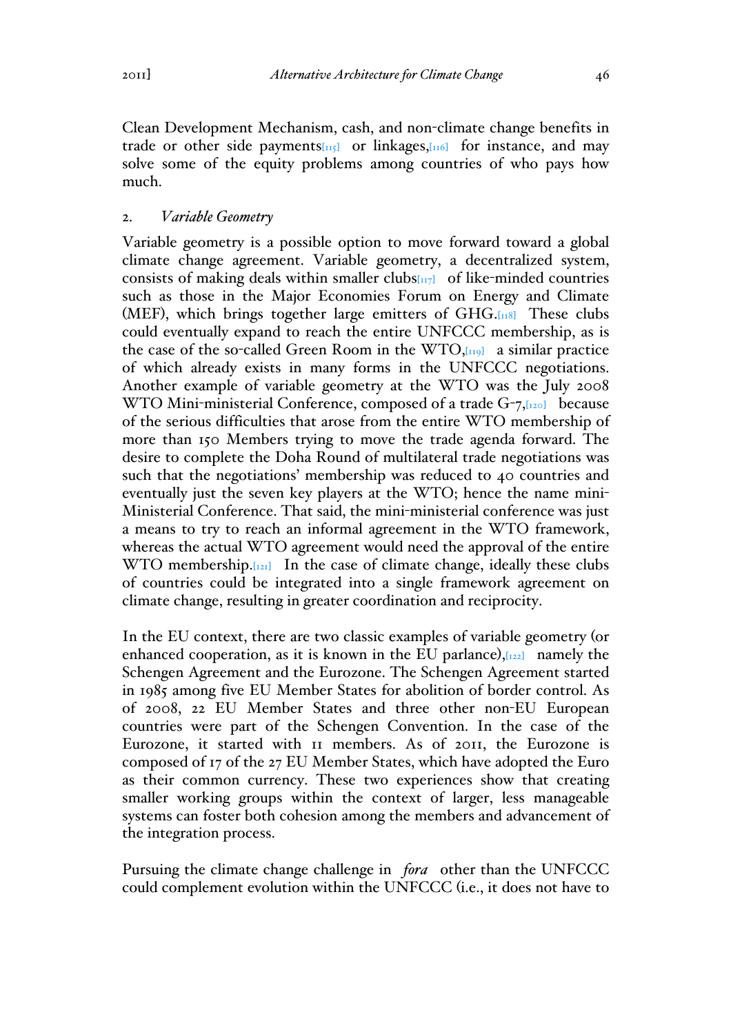Clean Development Mechanism, cash, and non-climate change benefits in trade or other side payments[115] or linkages,[116] for instance, and may solve some of the equity problems among countries of who pays how much.

### 2. *Variable Geometry*

Variable geometry is a possible option to move forward toward a global climate change agreement. Variable geometry, a decentralized system, consists of making deals within smaller clubs[117] of like-minded countries such as those in the Major Economies Forum on Energy and Climate (MEF), which brings together large emitters of GHG.[118] These clubs could eventually expand to reach the entire UNFCCC membership, as is the case of the so-called Green Room in the WTO,[119] a similar practice of which already exists in many forms in the UNFCCC negotiations. Another example of variable geometry at the WTO was the July 2008 WTO Mini-ministerial Conference, composed of a trade G-7,[120] because of the serious difficulties that arose from the entire WTO membership of more than 150 Members trying to move the trade agenda forward. The desire to complete the Doha Round of multilateral trade negotiations was such that the negotiations' membership was reduced to 40 countries and eventually just the seven key players at the WTO; hence the name mini-Ministerial Conference. That said, the mini-ministerial conference was just a means to try to reach an informal agreement in the WTO framework, whereas the actual WTO agreement would need the approval of the entire WTO membership.[121] In the case of climate change, ideally these clubs of countries could be integrated into a single framework agreement on climate change, resulting in greater coordination and reciprocity.

In the EU context, there are two classic examples of variable geometry (or enhanced cooperation, as it is known in the EU parlance),[122] namely the Schengen Agreement and the Eurozone. The Schengen Agreement started in 1985 among five EU Member States for abolition of border control. As of 2008, 22 EU Member States and three other non-EU European countries were part of the Schengen Convention. In the case of the Eurozone, it started with 11 members. As of 2011, the Eurozone is composed of 17 of the 27 EU Member States, which have adopted the Euro as their common currency. These two experiences show that creating smaller working groups within the context of larger, less manageable systems can foster both cohesion among the members and advancement of the integration process.

Pursuing the climate change challenge in *fora* other than the UNFCCC could complement evolution within the UNFCCC (i.e., it does not have to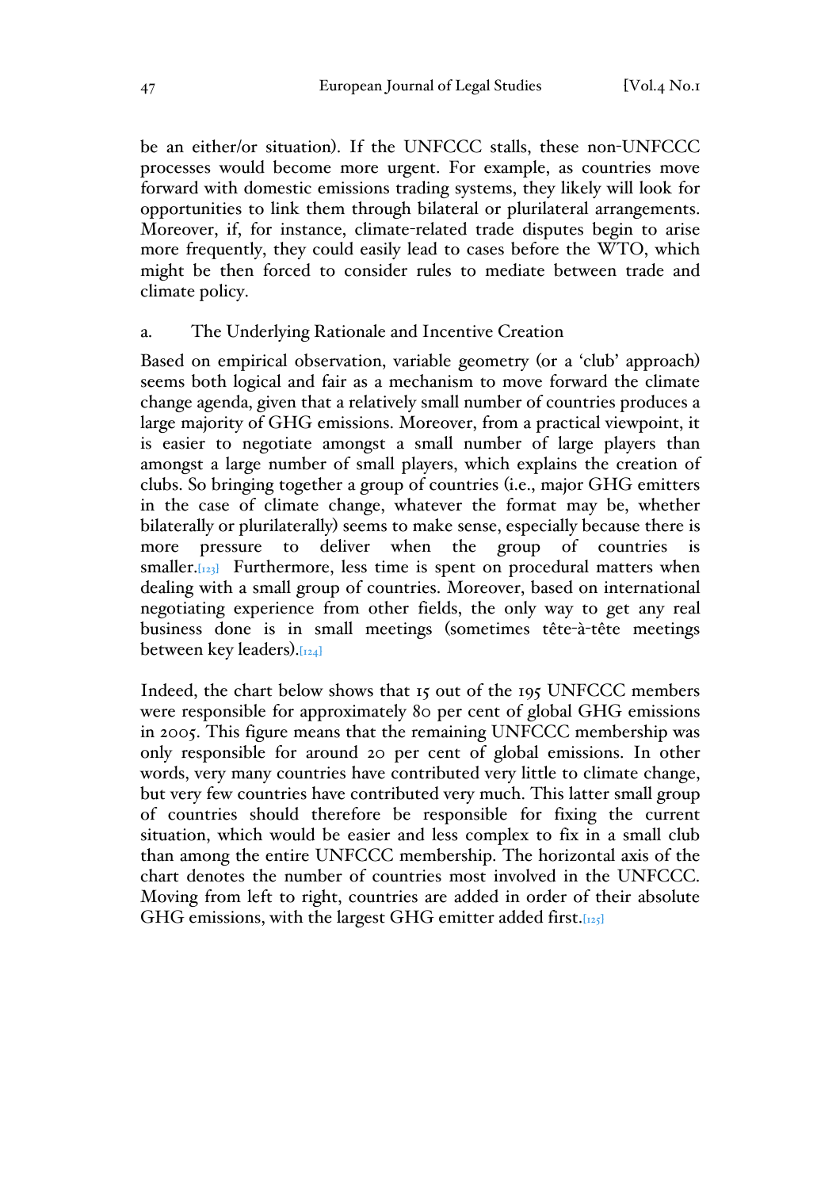be an either/or situation). If the UNFCCC stalls, these non-UNFCCC processes would become more urgent. For example, as countries move forward with domestic emissions trading systems, they likely will look for opportunities to link them through bilateral or plurilateral arrangements. Moreover, if, for instance, climate-related trade disputes begin to arise more frequently, they could easily lead to cases before the WTO, which might be then forced to consider rules to mediate between trade and climate policy.

### a. The Underlying Rationale and Incentive Creation

Based on empirical observation, variable geometry (or a 'club' approach) seems both logical and fair as a mechanism to move forward the climate change agenda, given that a relatively small number of countries produces a large majority of GHG emissions. Moreover, from a practical viewpoint, it is easier to negotiate amongst a small number of large players than amongst a large number of small players, which explains the creation of clubs. So bringing together a group of countries (i.e., major GHG emitters in the case of climate change, whatever the format may be, whether bilaterally or plurilaterally) seems to make sense, especially because there is more pressure to deliver when the group of countries is smaller.[123] Furthermore, less time is spent on procedural matters when dealing with a small group of countries. Moreover, based on international negotiating experience from other fields, the only way to get any real business done is in small meetings (sometimes tête-à-tête meetings between key leaders).[124]

Indeed, the chart below shows that 15 out of the 195 UNFCCC members were responsible for approximately 80 per cent of global GHG emissions in 2005. This figure means that the remaining UNFCCC membership was only responsible for around 20 per cent of global emissions. In other words, very many countries have contributed very little to climate change, but very few countries have contributed very much. This latter small group of countries should therefore be responsible for fixing the current situation, which would be easier and less complex to fix in a small club than among the entire UNFCCC membership. The horizontal axis of the chart denotes the number of countries most involved in the UNFCCC. Moving from left to right, countries are added in order of their absolute GHG emissions, with the largest GHG emitter added first.[125]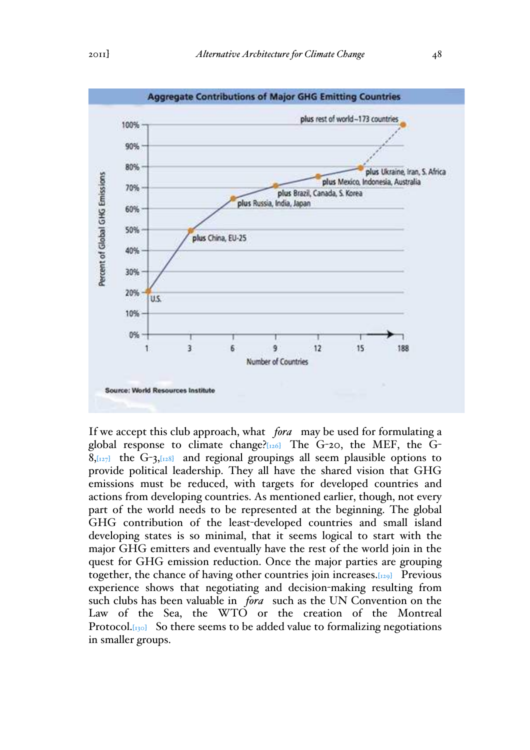If we accept this club approach, what *fora* may be used for formulating a global response to climate change?[126] The G-20, the MEF, the G-8,[127] the G-3,[128] and regional groupings all seem plausible options to provide political leadership. They all have the shared vision that GHG emissions must be reduced, with targets for developed countries and actions from developing countries. As mentioned earlier, though, not every part of the world needs to be represented at the beginning. The global GHG contribution of the least-developed countries and small island developing states is so minimal, that it seems logical to start with the major GHG emitters and eventually have the rest of the world join in the quest for GHG emission reduction. Once the major parties are grouping together, the chance of having other countries join increases.[129] Previous experience shows that negotiating and decision-making resulting from such clubs has been valuable in *fora* such as the UN Convention on the Law of the Sea, the WTO or the creation of the Montreal Protocol.[130] So there seems to be added value to formalizing negotiations in smaller groups.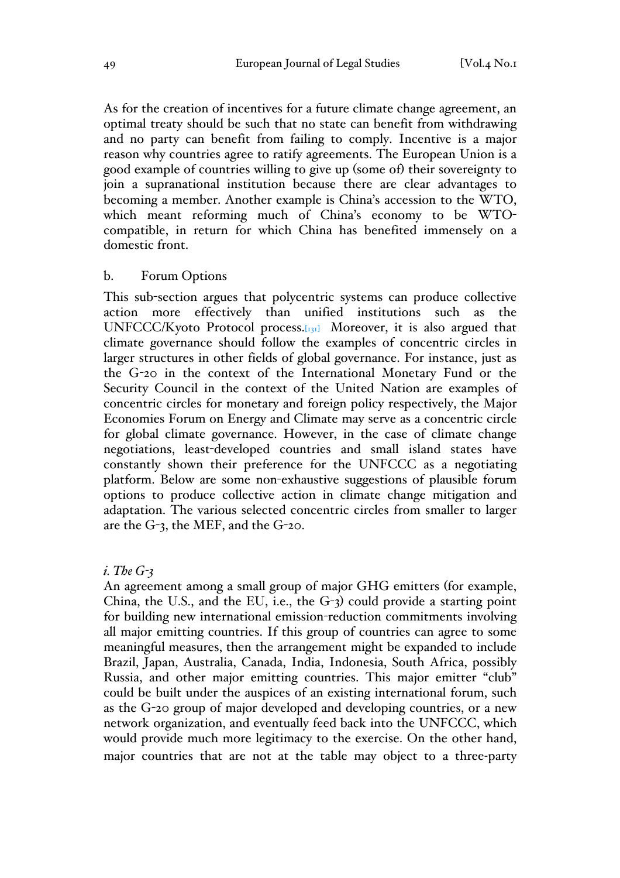As for the creation of incentives for a future climate change agreement, an optimal treaty should be such that no state can benefit from withdrawing and no party can benefit from failing to comply. Incentive is a major reason why countries agree to ratify agreements. The European Union is a good example of countries willing to give up (some of) their sovereignty to join a supranational institution because there are clear advantages to becoming a member. Another example is China's accession to the WTO, which meant reforming much of China's economy to be WTO-compatible, in return for which China has benefited immensely on a domestic front.

b. Forum Options

This sub-section argues that polycentric systems can produce collective action more effectively than unified institutions such as the UNFCCC/Kyoto Protocol process.[131] Moreover, it is also argued that climate governance should follow the examples of concentric circles in larger structures in other fields of global governance. For instance, just as the G-20 in the context of the International Monetary Fund or the Security Council in the context of the United Nation are examples of concentric circles for monetary and foreign policy respectively, the Major Economies Forum on Energy and Climate may serve as a concentric circle for global climate governance. However, in the case of climate change negotiations, least-developed countries and small island states have constantly shown their preference for the UNFCCC as a negotiating platform. Below are some non-exhaustive suggestions of plausible forum options to produce collective action in climate change mitigation and adaptation. The various selected concentric circles from smaller to larger are the G-3, the MEF, and the G-20.

*i. The G-3*

An agreement among a small group of major GHG emitters (for example, China, the U.S., and the EU, i.e., the G-3) could provide a starting point for building new international emission-reduction commitments involving all major emitting countries. If this group of countries can agree to some meaningful measures, then the arrangement might be expanded to include Brazil, Japan, Australia, Canada, India, Indonesia, South Africa, possibly Russia, and other major emitting countries. This major emitter "club" could be built under the auspices of an existing international forum, such as the G-20 group of major developed and developing countries, or a new network organization, and eventually feed back into the UNFCCC, which would provide much more legitimacy to the exercise. On the other hand, major countries that are not at the table may object to a three-party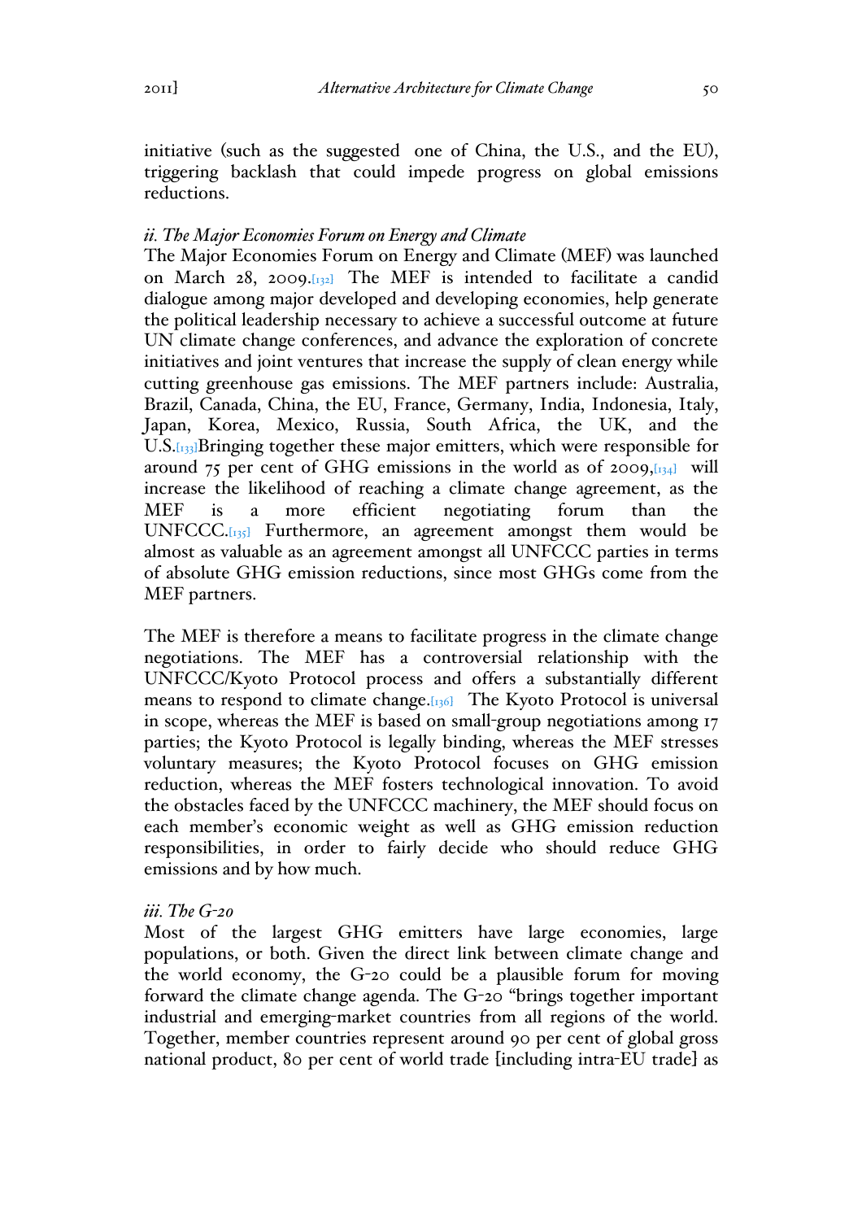initiative (such as the suggested one of China, the U.S., and the EU), triggering backlash that could impede progress on global emissions reductions.

### *ii. The Major Economies Forum on Energy and Climate*

The Major Economies Forum on Energy and Climate (MEF) was launched on March 28, 2009.[132] The MEF is intended to facilitate a candid dialogue among major developed and developing economies, help generate the political leadership necessary to achieve a successful outcome at future UN climate change conferences, and advance the exploration of concrete initiatives and joint ventures that increase the supply of clean energy while cutting greenhouse gas emissions. The MEF partners include: Australia, Brazil, Canada, China, the EU, France, Germany, India, Indonesia, Italy, Japan, Korea, Mexico, Russia, South Africa, the UK, and the U.S.[133]Bringing together these major emitters, which were responsible for around 75 per cent of GHG emissions in the world as of 2009,[134] will increase the likelihood of reaching a climate change agreement, as the MEF is a more efficient negotiating forum than the UNFCCC.[135] Furthermore, an agreement amongst them would be almost as valuable as an agreement amongst all UNFCCC parties in terms of absolute GHG emission reductions, since most GHGs come from the MEF partners.

The MEF is therefore a means to facilitate progress in the climate change negotiations. The MEF has a controversial relationship with the UNFCCC/Kyoto Protocol process and offers a substantially different means to respond to climate change.[136] The Kyoto Protocol is universal in scope, whereas the MEF is based on small-group negotiations among 17 parties; the Kyoto Protocol is legally binding, whereas the MEF stresses voluntary measures; the Kyoto Protocol focuses on GHG emission reduction, whereas the MEF fosters technological innovation. To avoid the obstacles faced by the UNFCCC machinery, the MEF should focus on each member's economic weight as well as GHG emission reduction responsibilities, in order to fairly decide who should reduce GHG emissions and by how much.

### *iii. The G-20*

Most of the largest GHG emitters have large economies, large populations, or both. Given the direct link between climate change and the world economy, the G-20 could be a plausible forum for moving forward the climate change agenda. The G-20 "brings together important industrial and emerging-market countries from all regions of the world. Together, member countries represent around 90 per cent of global gross national product, 80 per cent of world trade [including intra-EU trade] as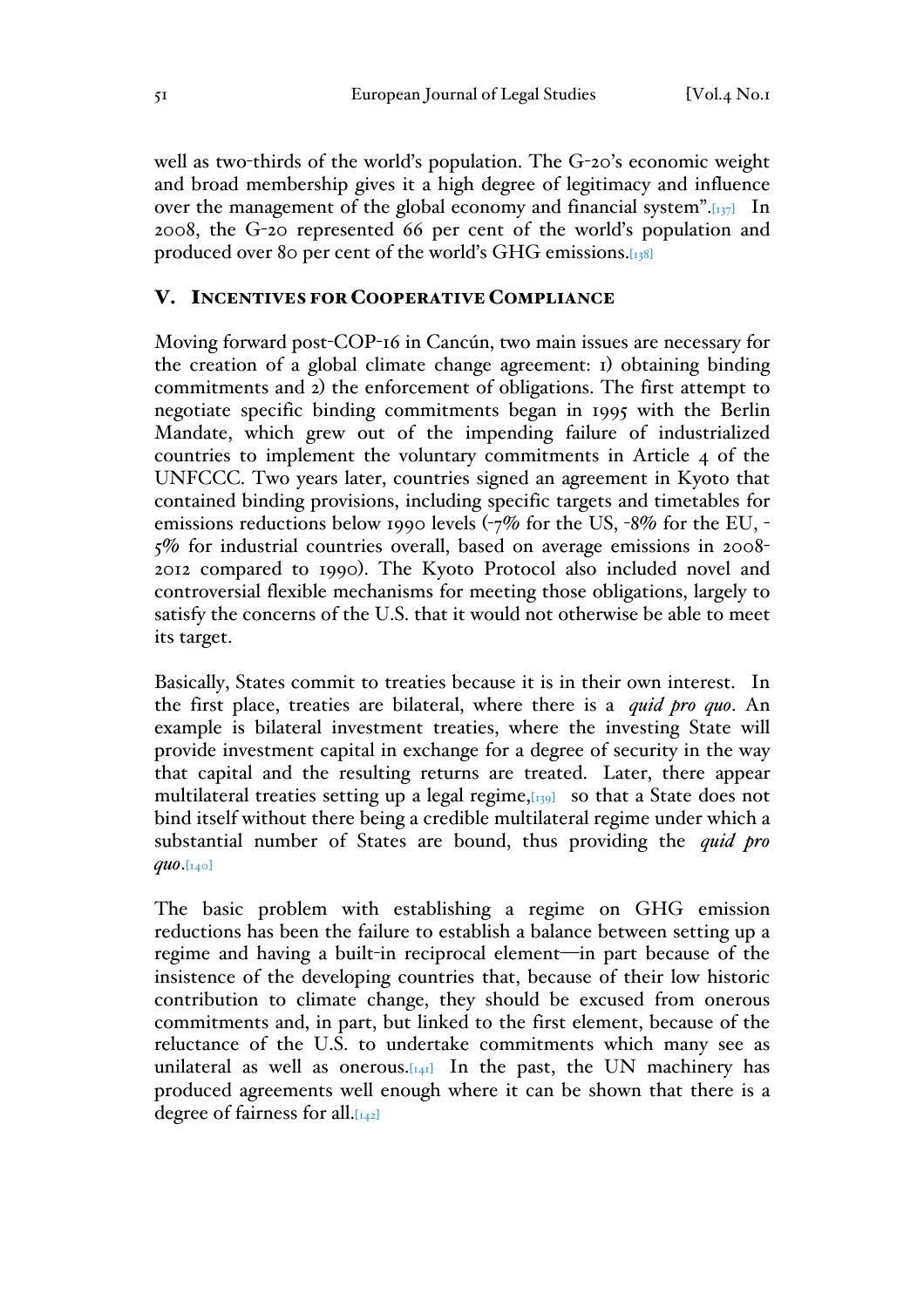well as two-thirds of the world's population. The G-20's economic weight and broad membership gives it a high degree of legitimacy and influence over the management of the global economy and financial system".[137] In 2008, the G-20 represented 66 per cent of the world's population and produced over 80 per cent of the world's GHG emissions.[138]

## V. Incentives for Cooperative Compliance

Moving forward post-COP-16 in Cancún, two main issues are necessary for the creation of a global climate change agreement: 1) obtaining binding commitments and 2) the enforcement of obligations. The first attempt to negotiate specific binding commitments began in 1995 with the Berlin Mandate, which grew out of the impending failure of industrialized countries to implement the voluntary commitments in Article 4 of the UNFCCC. Two years later, countries signed an agreement in Kyoto that contained binding provisions, including specific targets and timetables for emissions reductions below 1990 levels (-7% for the US, -8% for the EU, -5% for industrial countries overall, based on average emissions in 2008-2012 compared to 1990). The Kyoto Protocol also included novel and controversial flexible mechanisms for meeting those obligations, largely to satisfy the concerns of the U.S. that it would not otherwise be able to meet its target.

Basically, States commit to treaties because it is in their own interest. In the first place, treaties are bilateral, where there is a *quid pro quo*. An example is bilateral investment treaties, where the investing State will provide investment capital in exchange for a degree of security in the way that capital and the resulting returns are treated. Later, there appear multilateral treaties setting up a legal regime,[139] so that a State does not bind itself without there being a credible multilateral regime under which a substantial number of States are bound, thus providing the *quid pro quo*.[140]

The basic problem with establishing a regime on GHG emission reductions has been the failure to establish a balance between setting up a regime and having a built-in reciprocal element—in part because of the insistence of the developing countries that, because of their low historic contribution to climate change, they should be excused from onerous commitments and, in part, but linked to the first element, because of the reluctance of the U.S. to undertake commitments which many see as unilateral as well as onerous.[141] In the past, the UN machinery has produced agreements well enough where it can be shown that there is a degree of fairness for all.[142]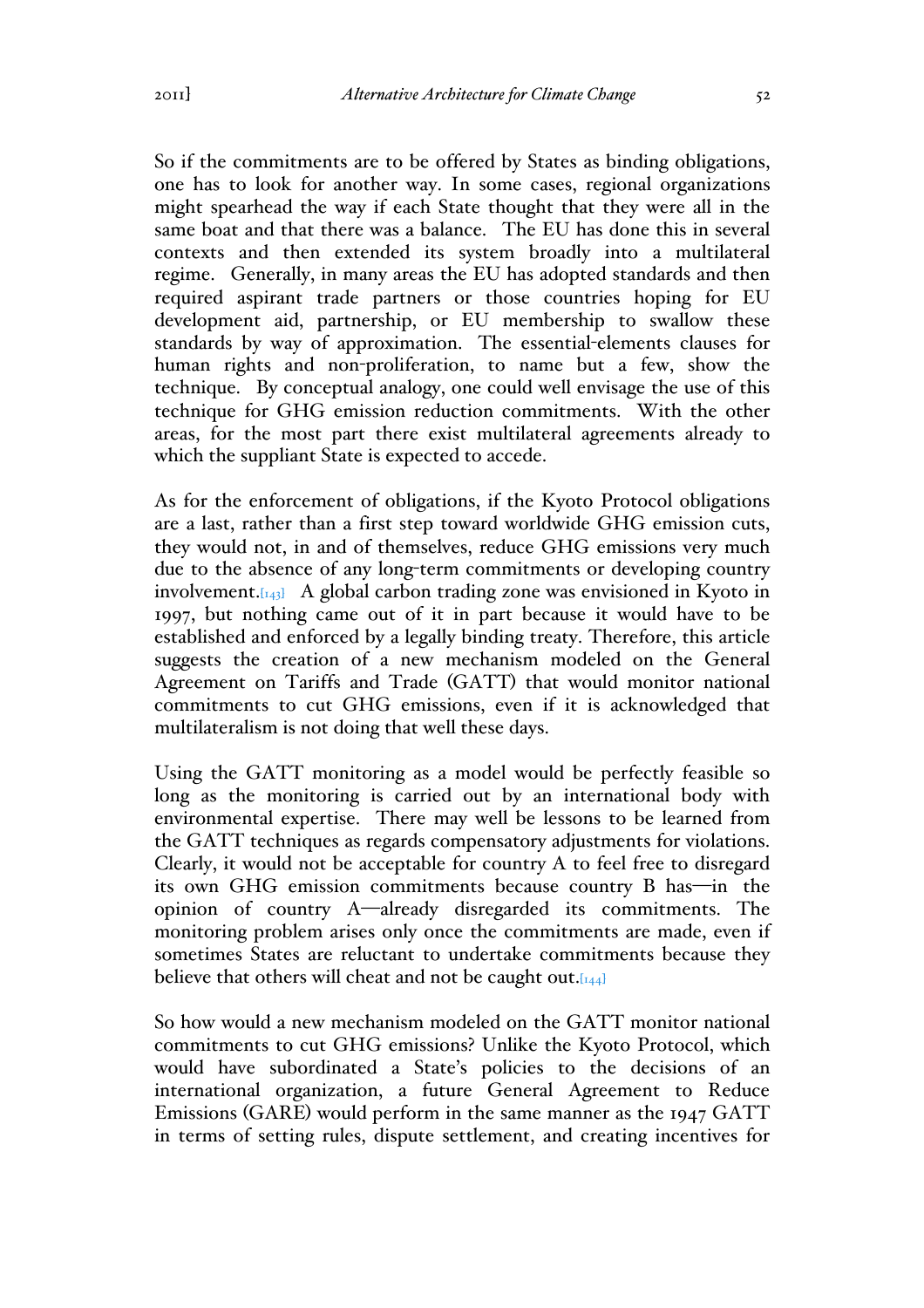So if the commitments are to be offered by States as binding obligations, one has to look for another way. In some cases, regional organizations might spearhead the way if each State thought that they were all in the same boat and that there was a balance. The EU has done this in several contexts and then extended its system broadly into a multilateral regime. Generally, in many areas the EU has adopted standards and then required aspirant trade partners or those countries hoping for EU development aid, partnership, or EU membership to swallow these standards by way of approximation. The essential-elements clauses for human rights and non-proliferation, to name but a few, show the technique. By conceptual analogy, one could well envisage the use of this technique for GHG emission reduction commitments. With the other areas, for the most part there exist multilateral agreements already to which the suppliant State is expected to accede.

As for the enforcement of obligations, if the Kyoto Protocol obligations are a last, rather than a first step toward worldwide GHG emission cuts, they would not, in and of themselves, reduce GHG emissions very much due to the absence of any long-term commitments or developing country involvement.[143] A global carbon trading zone was envisioned in Kyoto in 1997, but nothing came out of it in part because it would have to be established and enforced by a legally binding treaty. Therefore, this article suggests the creation of a new mechanism modeled on the General Agreement on Tariffs and Trade (GATT) that would monitor national commitments to cut GHG emissions, even if it is acknowledged that multilateralism is not doing that well these days.

Using the GATT monitoring as a model would be perfectly feasible so long as the monitoring is carried out by an international body with environmental expertise. There may well be lessons to be learned from the GATT techniques as regards compensatory adjustments for violations. Clearly, it would not be acceptable for country A to feel free to disregard its own GHG emission commitments because country B has—in the opinion of country A—already disregarded its commitments. The monitoring problem arises only once the commitments are made, even if sometimes States are reluctant to undertake commitments because they believe that others will cheat and not be caught out.[144]

So how would a new mechanism modeled on the GATT monitor national commitments to cut GHG emissions? Unlike the Kyoto Protocol, which would have subordinated a State's policies to the decisions of an international organization, a future General Agreement to Reduce Emissions (GARE) would perform in the same manner as the 1947 GATT in terms of setting rules, dispute settlement, and creating incentives for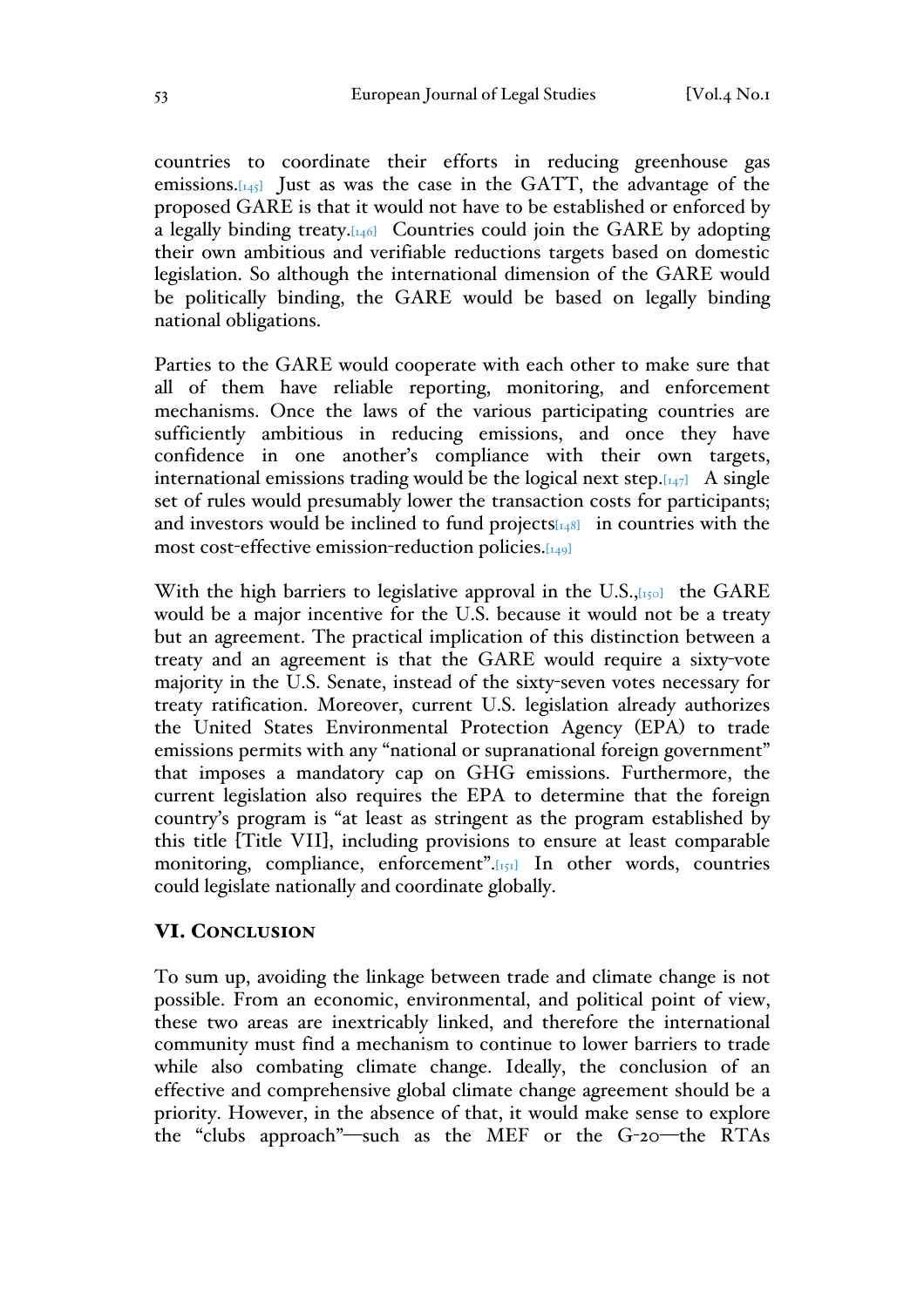countries to coordinate their efforts in reducing greenhouse gas emissions.[145] Just as was the case in the GATT, the advantage of the proposed GARE is that it would not have to be established or enforced by a legally binding treaty.[146] Countries could join the GARE by adopting their own ambitious and verifiable reductions targets based on domestic legislation. So although the international dimension of the GARE would be politically binding, the GARE would be based on legally binding national obligations.

Parties to the GARE would cooperate with each other to make sure that all of them have reliable reporting, monitoring, and enforcement mechanisms. Once the laws of the various participating countries are sufficiently ambitious in reducing emissions, and once they have confidence in one another's compliance with their own targets, international emissions trading would be the logical next step.[147] A single set of rules would presumably lower the transaction costs for participants; and investors would be inclined to fund projects[148] in countries with the most cost-effective emission-reduction policies.[149]

With the high barriers to legislative approval in the U.S.,[150] the GARE would be a major incentive for the U.S. because it would not be a treaty but an agreement. The practical implication of this distinction between a treaty and an agreement is that the GARE would require a sixty-vote majority in the U.S. Senate, instead of the sixty-seven votes necessary for treaty ratification. Moreover, current U.S. legislation already authorizes the United States Environmental Protection Agency (EPA) to trade emissions permits with any "national or supranational foreign government" that imposes a mandatory cap on GHG emissions. Furthermore, the current legislation also requires the EPA to determine that the foreign country's program is "at least as stringent as the program established by this title [Title VII], including provisions to ensure at least comparable monitoring, compliance, enforcement".[151] In other words, countries could legislate nationally and coordinate globally.

## VI. Conclusion

To sum up, avoiding the linkage between trade and climate change is not possible. From an economic, environmental, and political point of view, these two areas are inextricably linked, and therefore the international community must find a mechanism to continue to lower barriers to trade while also combating climate change. Ideally, the conclusion of an effective and comprehensive global climate change agreement should be a priority. However, in the absence of that, it would make sense to explore the "clubs approach"—such as the MEF or the G-20—the RTAs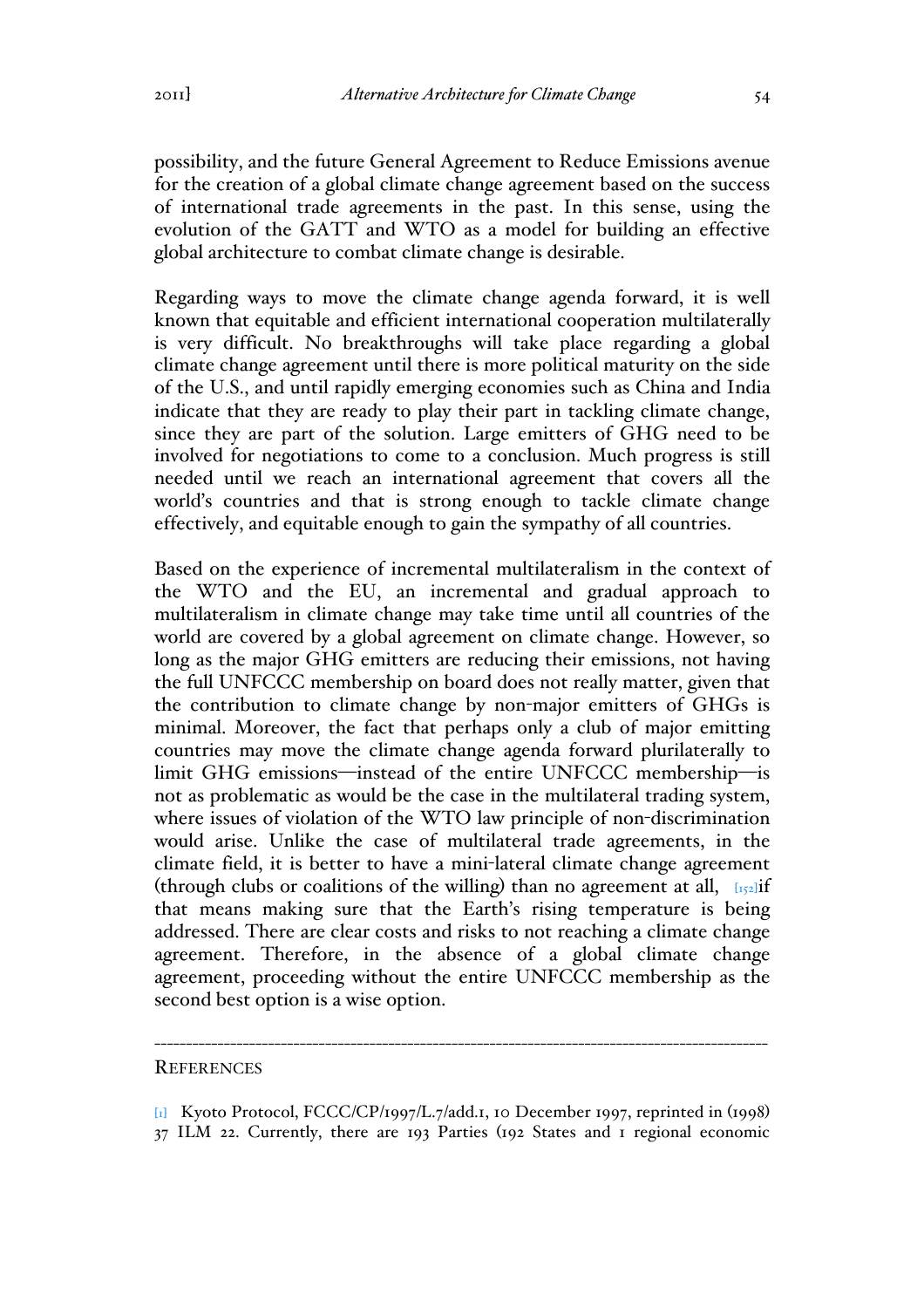possibility, and the future General Agreement to Reduce Emissions avenue for the creation of a global climate change agreement based on the success of international trade agreements in the past. In this sense, using the evolution of the GATT and WTO as a model for building an effective global architecture to combat climate change is desirable.

Regarding ways to move the climate change agenda forward, it is well known that equitable and efficient international cooperation multilaterally is very difficult. No breakthroughs will take place regarding a global climate change agreement until there is more political maturity on the side of the U.S., and until rapidly emerging economies such as China and India indicate that they are ready to play their part in tackling climate change, since they are part of the solution. Large emitters of GHG need to be involved for negotiations to come to a conclusion. Much progress is still needed until we reach an international agreement that covers all the world's countries and that is strong enough to tackle climate change effectively, and equitable enough to gain the sympathy of all countries.

Based on the experience of incremental multilateralism in the context of the WTO and the EU, an incremental and gradual approach to multilateralism in climate change may take time until all countries of the world are covered by a global agreement on climate change. However, so long as the major GHG emitters are reducing their emissions, not having the full UNFCCC membership on board does not really matter, given that the contribution to climate change by non-major emitters of GHGs is minimal. Moreover, the fact that perhaps only a club of major emitting countries may move the climate change agenda forward plurilaterally to limit GHG emissions—instead of the entire UNFCCC membership—is not as problematic as would be the case in the multilateral trading system, where issues of violation of the WTO law principle of non-discrimination would arise. Unlike the case of multilateral trade agreements, in the climate field, it is better to have a mini-lateral climate change agreement (through clubs or coalitions of the willing) than no agreement at all, [152] if that means making sure that the Earth's rising temperature is being addressed. There are clear costs and risks to not reaching a climate change agreement. Therefore, in the absence of a global climate change agreement, proceeding without the entire UNFCCC membership as the second best option is a wise option.

---

REFERENCES

[1] Kyoto Protocol, FCCC/CP/1997/L.7/add.1, 10 December 1997, reprinted in (1998) 37 ILM 22. Currently, there are 193 Parties (192 States and 1 regional economic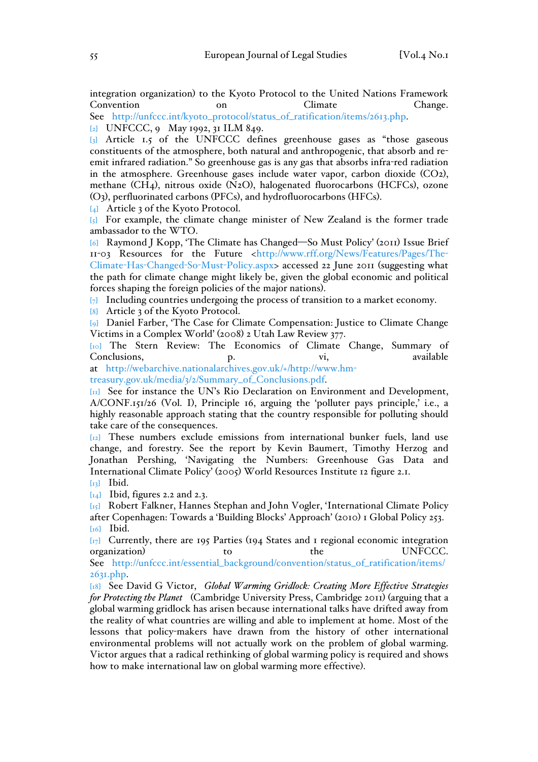integration organization) to the Kyoto Protocol to the United Nations Framework Convention on Climate Change. See http://unfccc.int/kyoto_protocol/status_of_ratification/items/2613.php.

[2] UNFCCC, 9 May 1992, 31 ILM 849.

[3] Article 1.5 of the UNFCCC defines greenhouse gases as "those gaseous constituents of the atmosphere, both natural and anthropogenic, that absorb and re-emit infrared radiation." So greenhouse gas is any gas that absorbs infra-red radiation in the atmosphere. Greenhouse gases include water vapor, carbon dioxide ($CO_2$), methane ($CH_4$), nitrous oxide ($N_2O$), halogenated fluorocarbons (HCFCs), ozone ($O_3$), perfluorinated carbons (PFCs), and hydrofluorocarbons (HFCs).

[4] Article 3 of the Kyoto Protocol.

[5] For example, the climate change minister of New Zealand is the former trade ambassador to the WTO.

[6] Raymond J Kopp, 'The Climate has Changed—So Must Policy' (2011) Issue Brief 11-03 Resources for the Future <http://www.rff.org/News/Features/Pages/The-Climate-Has-Changed-So-Must-Policy.aspx> accessed 22 June 2011 (suggesting what the path for climate change might likely be, given the global economic and political forces shaping the foreign policies of the major nations).

[7] Including countries undergoing the process of transition to a market economy.

[8] Article 3 of the Kyoto Protocol.

[9] Daniel Farber, 'The Case for Climate Compensation: Justice to Climate Change Victims in a Complex World' (2008) 2 Utah Law Review 377.

[10] The Stern Review: The Economics of Climate Change, Summary of Conclusions, p. vi, available at http://webarchive.nationalarchives.gov.uk/+/http://www.hm-treasury.gov.uk/media/3/2/Summary_of_Conclusions.pdf.

[11] See for instance the UN's Rio Declaration on Environment and Development, A/CONF.151/26 (Vol. I), Principle 16, arguing the 'polluter pays principle,' i.e., a highly reasonable approach stating that the country responsible for polluting should take care of the consequences.

[12] These numbers exclude emissions from international bunker fuels, land use change, and forestry. See the report by Kevin Baumert, Timothy Herzog and Jonathan Pershing, 'Navigating the Numbers: Greenhouse Gas Data and International Climate Policy' (2005) World Resources Institute 12 figure 2.1.

[13] Ibid.

[14] Ibid, figures 2.2 and 2.3.

[15] Robert Falkner, Hannes Stephan and John Vogler, 'International Climate Policy after Copenhagen: Towards a 'Building Blocks' Approach' (2010) 1 Global Policy 253.

[16] Ibid.

[17] Currently, there are 195 Parties (194 States and 1 regional economic integration organization) to the UNFCCC. See http://unfccc.int/essential_background/convention/status_of_ratification/items/2631.php.

[18] See David G Victor, *Global Warming Gridlock: Creating More Effective Strategies for Protecting the Planet* (Cambridge University Press, Cambridge 2011) (arguing that a global warming gridlock has arisen because international talks have drifted away from the reality of what countries are willing and able to implement at home. Most of the lessons that policy-makers have drawn from the history of other international environmental problems will not actually work on the problem of global warming. Victor argues that a radical rethinking of global warming policy is required and shows how to make international law on global warming more effective).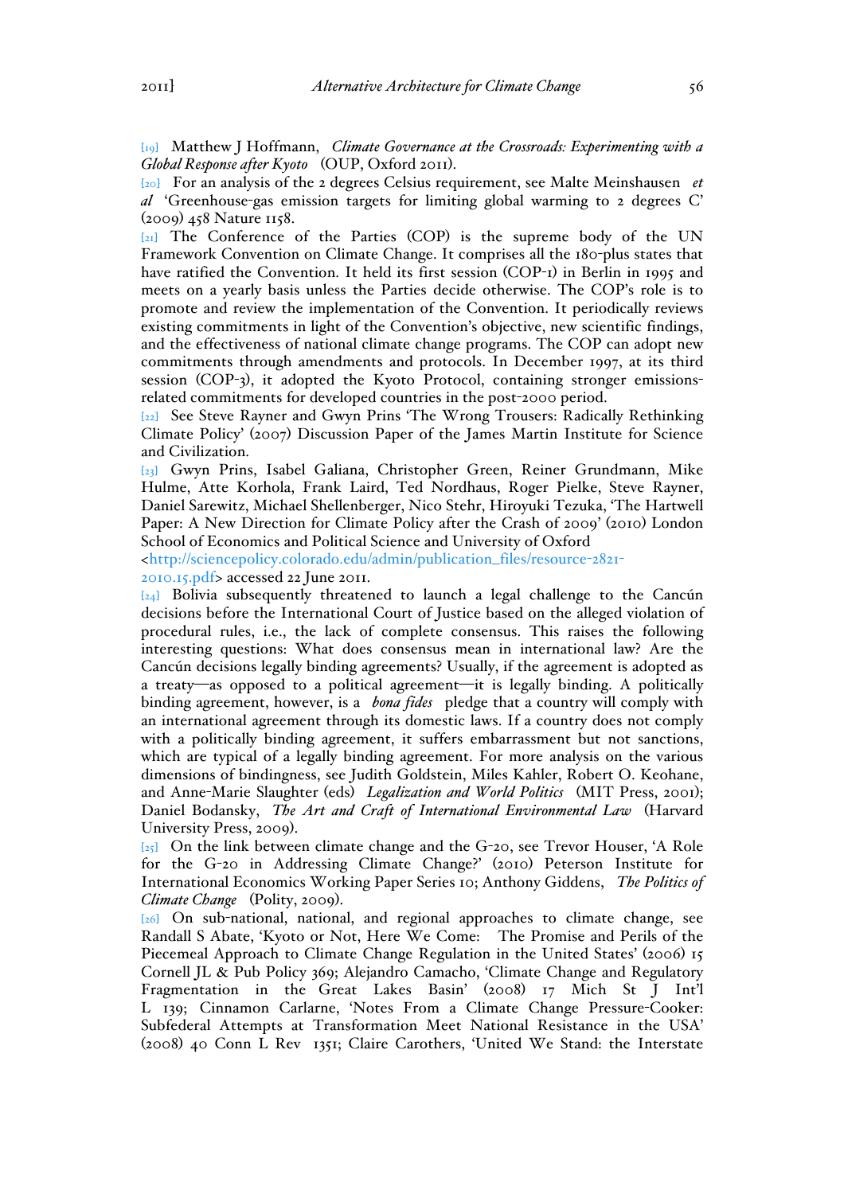[19] Matthew J Hoffmann, *Climate Governance at the Crossroads: Experimenting with a Global Response after Kyoto* (OUP, Oxford 2011).

[20] For an analysis of the 2 degrees Celsius requirement, see Malte Meinshausen *et al* 'Greenhouse-gas emission targets for limiting global warming to 2 degrees C' (2009) 458 Nature 1158.

[21] The Conference of the Parties (COP) is the supreme body of the UN Framework Convention on Climate Change. It comprises all the 180-plus states that have ratified the Convention. It held its first session (COP-1) in Berlin in 1995 and meets on a yearly basis unless the Parties decide otherwise. The COP's role is to promote and review the implementation of the Convention. It periodically reviews existing commitments in light of the Convention's objective, new scientific findings, and the effectiveness of national climate change programs. The COP can adopt new commitments through amendments and protocols. In December 1997, at its third session (COP-3), it adopted the Kyoto Protocol, containing stronger emissions-related commitments for developed countries in the post-2000 period.

[22] See Steve Rayner and Gwyn Prins 'The Wrong Trousers: Radically Rethinking Climate Policy' (2007) Discussion Paper of the James Martin Institute for Science and Civilization.

[23] Gwyn Prins, Isabel Galiana, Christopher Green, Reiner Grundmann, Mike Hulme, Atte Korhola, Frank Laird, Ted Nordhaus, Roger Pielke, Steve Rayner, Daniel Sarewitz, Michael Shellenberger, Nico Stehr, Hiroyuki Tezuka, 'The Hartwell Paper: A New Direction for Climate Policy after the Crash of 2009' (2010) London School of Economics and Political Science and University of Oxford <http://sciencepolicy.colorado.edu/admin/publication_files/resource-2821-2010.15.pdf> accessed 22 June 2011.

[24] Bolivia subsequently threatened to launch a legal challenge to the Cancún decisions before the International Court of Justice based on the alleged violation of procedural rules, i.e., the lack of complete consensus. This raises the following interesting questions: What does consensus mean in international law? Are the Cancún decisions legally binding agreements? Usually, if the agreement is adopted as a treaty—as opposed to a political agreement—it is legally binding. A politically binding agreement, however, is a *bona fides* pledge that a country will comply with an international agreement through its domestic laws. If a country does not comply with a politically binding agreement, it suffers embarrassment but not sanctions, which are typical of a legally binding agreement. For more analysis on the various dimensions of bindingness, see Judith Goldstein, Miles Kahler, Robert O. Keohane, and Anne-Marie Slaughter (eds) *Legalization and World Politics* (MIT Press, 2001); Daniel Bodansky, *The Art and Craft of International Environmental Law* (Harvard University Press, 2009).

[25] On the link between climate change and the G-20, see Trevor Houser, 'A Role for the G-20 in Addressing Climate Change?' (2010) Peterson Institute for International Economics Working Paper Series 10; Anthony Giddens, *The Politics of Climate Change* (Polity, 2009).

[26] On sub-national, national, and regional approaches to climate change, see Randall S Abate, 'Kyoto or Not, Here We Come: The Promise and Perils of the Piecemeal Approach to Climate Change Regulation in the United States' (2006) 15 Cornell JL & Pub Policy 369; Alejandro Camacho, 'Climate Change and Regulatory Fragmentation in the Great Lakes Basin' (2008) 17 Mich St J Int'l L 139; Cinnamon Carlarne, 'Notes From a Climate Change Pressure-Cooker: Subfederal Attempts at Transformation Meet National Resistance in the USA' (2008) 40 Conn L Rev 1351; Claire Carothers, 'United We Stand: the Interstate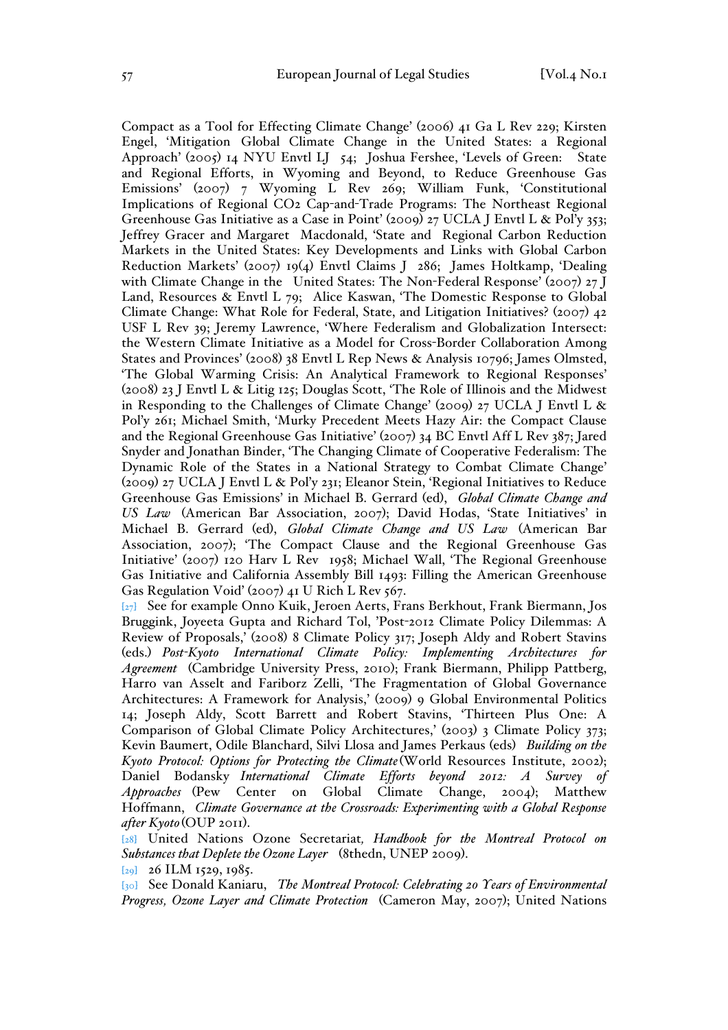Compact as a Tool for Effecting Climate Change' (2006) 41 Ga L Rev 229; Kirsten Engel, 'Mitigation Global Climate Change in the United States: a Regional Approach' (2005) 14 NYU Envtl LJ 54; Joshua Fershee, 'Levels of Green: State and Regional Efforts, in Wyoming and Beyond, to Reduce Greenhouse Gas Emissions' (2007) 7 Wyoming L Rev 269; William Funk, 'Constitutional Implications of Regional CO2 Cap-and-Trade Programs: The Northeast Regional Greenhouse Gas Initiative as a Case in Point' (2009) 27 UCLA J Envtl L & Pol'y 353; Jeffrey Gracer and Margaret Macdonald, 'State and Regional Carbon Reduction Markets in the United States: Key Developments and Links with Global Carbon Reduction Markets' (2007) 19(4) Envtl Claims J 286; James Holtkamp, 'Dealing with Climate Change in the United States: The Non-Federal Response' (2007) 27 J Land, Resources & Envtl L 79; Alice Kaswan, 'The Domestic Response to Global Climate Change: What Role for Federal, State, and Litigation Initiatives? (2007) 42 USF L Rev 39; Jeremy Lawrence, 'Where Federalism and Globalization Intersect: the Western Climate Initiative as a Model for Cross-Border Collaboration Among States and Provinces' (2008) 38 Envtl L Rep News & Analysis 10796; James Olmsted, 'The Global Warming Crisis: An Analytical Framework to Regional Responses' (2008) 23 J Envtl L & Litig 125; Douglas Scott, 'The Role of Illinois and the Midwest in Responding to the Challenges of Climate Change' (2009) 27 UCLA J Envtl L & Pol'y 261; Michael Smith, 'Murky Precedent Meets Hazy Air: the Compact Clause and the Regional Greenhouse Gas Initiative' (2007) 34 BC Envtl Aff L Rev 387; Jared Snyder and Jonathan Binder, 'The Changing Climate of Cooperative Federalism: The Dynamic Role of the States in a National Strategy to Combat Climate Change' (2009) 27 UCLA J Envtl L & Pol'y 231; Eleanor Stein, 'Regional Initiatives to Reduce Greenhouse Gas Emissions' in Michael B. Gerrard (ed), *Global Climate Change and US Law* (American Bar Association, 2007); David Hodas, 'State Initiatives' in Michael B. Gerrard (ed), *Global Climate Change and US Law* (American Bar Association, 2007); 'The Compact Clause and the Regional Greenhouse Gas Initiative' (2007) 120 Harv L Rev 1958; Michael Wall, 'The Regional Greenhouse Gas Initiative and California Assembly Bill 1493: Filling the American Greenhouse Gas Regulation Void' (2007) 41 U Rich L Rev 567.

[27] See for example Onno Kuik, Jeroen Aerts, Frans Berkhout, Frank Biermann, Jos Bruggink, Joyeeta Gupta and Richard Tol, 'Post-2012 Climate Policy Dilemmas: A Review of Proposals,' (2008) 8 Climate Policy 317; Joseph Aldy and Robert Stavins (eds.) *Post-Kyoto International Climate Policy: Implementing Architectures for Agreement* (Cambridge University Press, 2010); Frank Biermann, Philipp Pattberg, Harro van Asselt and Fariborz Zelli, 'The Fragmentation of Global Governance Architectures: A Framework for Analysis,' (2009) 9 Global Environmental Politics 14; Joseph Aldy, Scott Barrett and Robert Stavins, 'Thirteen Plus One: A Comparison of Global Climate Policy Architectures,' (2003) 3 Climate Policy 373; Kevin Baumert, Odile Blanchard, Silvi Llosa and James Perkaus (eds) *Building on the Kyoto Protocol: Options for Protecting the Climate* (World Resources Institute, 2002); Daniel Bodansky *International Climate Efforts beyond 2012: A Survey of Approaches* (Pew Center on Global Climate Change, 2004); Matthew Hoffmann, *Climate Governance at the Crossroads: Experimenting with a Global Response after Kyoto* (OUP 2011).

[28] United Nations Ozone Secretariat, *Handbook for the Montreal Protocol on Substances that Deplete the Ozone Layer* (8thedn, UNEP 2009).

[29] 26 ILM 1529, 1985.

[30] See Donald Kaniaru, *The Montreal Protocol: Celebrating 20 Years of Environmental Progress, Ozone Layer and Climate Protection* (Cameron May, 2007); United Nations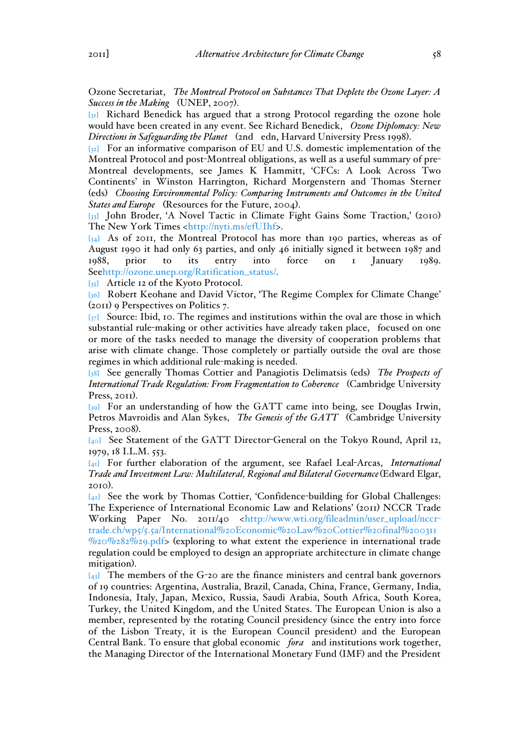Ozone Secretariat, *The Montreal Protocol on Substances That Deplete the Ozone Layer: A Success in the Making* (UNEP, 2007).

[31] Richard Benedick has argued that a strong Protocol regarding the ozone hole would have been created in any event. See Richard Benedick, *Ozone Diplomacy: New Directions in Safeguarding the Planet* (2nd edn, Harvard University Press 1998).

[32] For an informative comparison of EU and U.S. domestic implementation of the Montreal Protocol and post-Montreal obligations, as well as a useful summary of pre-Montreal developments, see James K Hammitt, 'CFCs: A Look Across Two Continents' in Winston Harrington, Richard Morgenstern and Thomas Sterner (eds) *Choosing Environmental Policy: Comparing Instruments and Outcomes in the United States and Europe* (Resources for the Future, 2004).

[33] John Broder, 'A Novel Tactic in Climate Fight Gains Some Traction,' (2010) The New York Times <http://nyti.ms/efUIhf>.

[34] As of 2011, the Montreal Protocol has more than 190 parties, whereas as of August 1990 it had only 63 parties, and only 46 initially signed it between 1987 and 1988, prior to its entry into force on 1 January 1989. Seehttp://ozone.unep.org/Ratification_status/.

[35] Article 12 of the Kyoto Protocol.

[36] Robert Keohane and David Victor, 'The Regime Complex for Climate Change' (2011) 9 Perspectives on Politics 7.

[37] Source: Ibid, 10. The regimes and institutions within the oval are those in which substantial rule-making or other activities have already taken place, focused on one or more of the tasks needed to manage the diversity of cooperation problems that arise with climate change. Those completely or partially outside the oval are those regimes in which additional rule-making is needed.

[38] See generally Thomas Cottier and Panagiotis Delimatsis (eds) *The Prospects of International Trade Regulation: From Fragmentation to Coherence* (Cambridge University Press, 2011).

[39] For an understanding of how the GATT came into being, see Douglas Irwin, Petros Mavroidis and Alan Sykes, *The Genesis of the GATT* (Cambridge University Press, 2008).

[40] See Statement of the GATT Director-General on the Tokyo Round, April 12, 1979, 18 I.L.M. 553.

[41] For further elaboration of the argument, see Rafael Leal-Arcas, *International Trade and Investment Law: Multilateral, Regional and Bilateral Governance* (Edward Elgar, 2010).

[42] See the work by Thomas Cottier, 'Confidence-building for Global Challenges: The Experience of International Economic Law and Relations' (2011) NCCR Trade Working Paper No. 2011/40 <http://www.wti.org/fileadmin/user_upload/nccr-trade.ch/wp5/5.5a/International%20Economic%20Law%20Cottier%20final%200311%20%282%29.pdf> (exploring to what extent the experience in international trade regulation could be employed to design an appropriate architecture in climate change mitigation).

[43] The members of the G-20 are the finance ministers and central bank governors of 19 countries: Argentina, Australia, Brazil, Canada, China, France, Germany, India, Indonesia, Italy, Japan, Mexico, Russia, Saudi Arabia, South Africa, South Korea, Turkey, the United Kingdom, and the United States. The European Union is also a member, represented by the rotating Council presidency (since the entry into force of the Lisbon Treaty, it is the European Council president) and the European Central Bank. To ensure that global economic *fora* and institutions work together, the Managing Director of the International Monetary Fund (IMF) and the President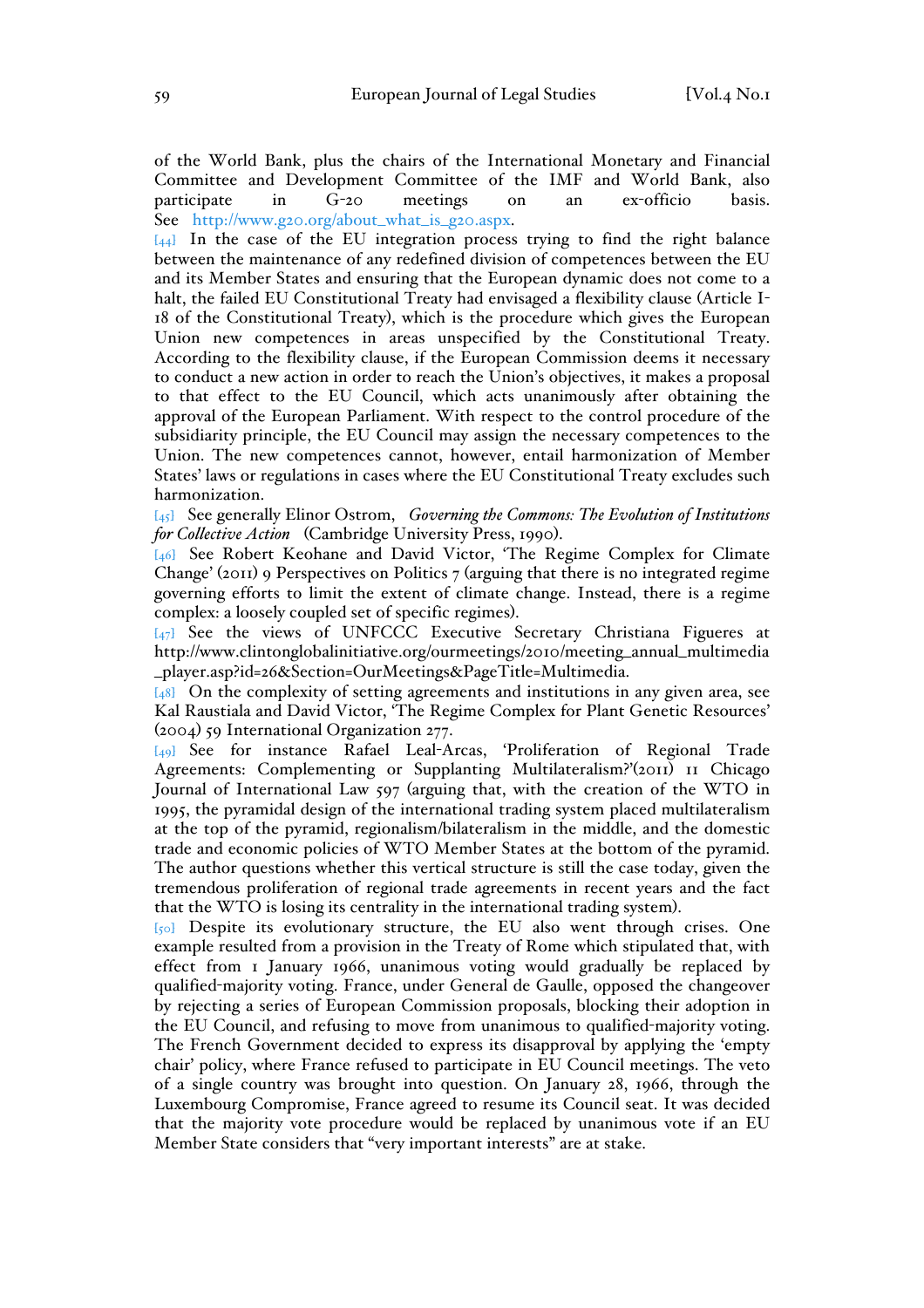of the World Bank, plus the chairs of the International Monetary and Financial Committee and Development Committee of the IMF and World Bank, also participate in G-20 meetings on an ex-officio basis. See http://www.g20.org/about_what_is_g20.aspx.

[44] In the case of the EU integration process trying to find the right balance between the maintenance of any redefined division of competences between the EU and its Member States and ensuring that the European dynamic does not come to a halt, the failed EU Constitutional Treaty had envisaged a flexibility clause (Article I-18 of the Constitutional Treaty), which is the procedure which gives the European Union new competences in areas unspecified by the Constitutional Treaty. According to the flexibility clause, if the European Commission deems it necessary to conduct a new action in order to reach the Union's objectives, it makes a proposal to that effect to the EU Council, which acts unanimously after obtaining the approval of the European Parliament. With respect to the control procedure of the subsidiarity principle, the EU Council may assign the necessary competences to the Union. The new competences cannot, however, entail harmonization of Member States' laws or regulations in cases where the EU Constitutional Treaty excludes such harmonization.

[45] See generally Elinor Ostrom, *Governing the Commons: The Evolution of Institutions for Collective Action* (Cambridge University Press, 1990).

[46] See Robert Keohane and David Victor, 'The Regime Complex for Climate Change' (2011) 9 Perspectives on Politics 7 (arguing that there is no integrated regime governing efforts to limit the extent of climate change. Instead, there is a regime complex: a loosely coupled set of specific regimes).

[47] See the views of UNFCCC Executive Secretary Christiana Figueres at http://www.clintonglobalinitiative.org/ourmeetings/2010/meeting_annual_multimedia_player.asp?id=26&Section=OurMeetings&PageTitle=Multimedia.

[48] On the complexity of setting agreements and institutions in any given area, see Kal Raustiala and David Victor, 'The Regime Complex for Plant Genetic Resources' (2004) 59 International Organization 277.

[49] See for instance Rafael Leal-Arcas, 'Proliferation of Regional Trade Agreements: Complementing or Supplanting Multilateralism?'(2011) 11 Chicago Journal of International Law 597 (arguing that, with the creation of the WTO in 1995, the pyramidal design of the international trading system placed multilateralism at the top of the pyramid, regionalism/bilateralism in the middle, and the domestic trade and economic policies of WTO Member States at the bottom of the pyramid. The author questions whether this vertical structure is still the case today, given the tremendous proliferation of regional trade agreements in recent years and the fact that the WTO is losing its centrality in the international trading system).

[50] Despite its evolutionary structure, the EU also went through crises. One example resulted from a provision in the Treaty of Rome which stipulated that, with effect from 1 January 1966, unanimous voting would gradually be replaced by qualified-majority voting. France, under General de Gaulle, opposed the changeover by rejecting a series of European Commission proposals, blocking their adoption in the EU Council, and refusing to move from unanimous to qualified-majority voting. The French Government decided to express its disapproval by applying the 'empty chair' policy, where France refused to participate in EU Council meetings. The veto of a single country was brought into question. On January 28, 1966, through the Luxembourg Compromise, France agreed to resume its Council seat. It was decided that the majority vote procedure would be replaced by unanimous vote if an EU Member State considers that "very important interests" are at stake.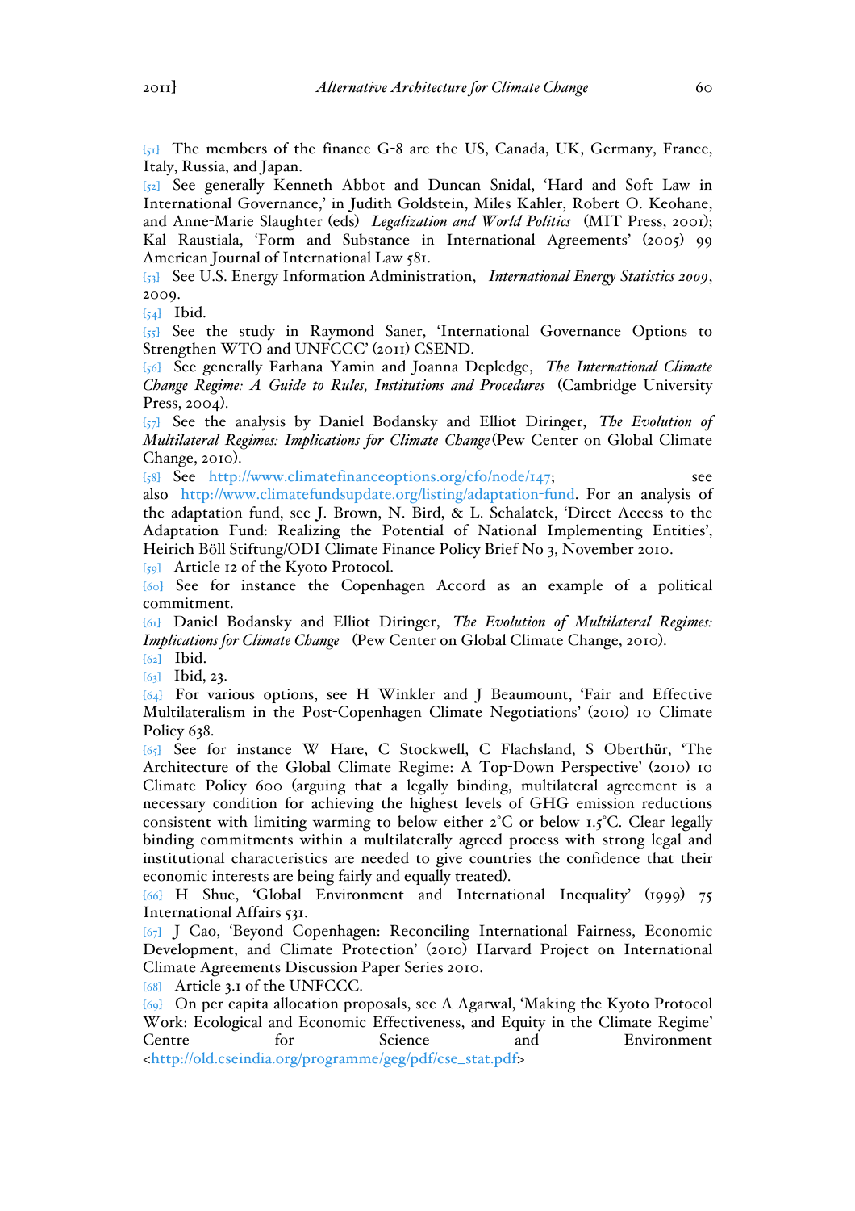[51] The members of the finance G-8 are the US, Canada, UK, Germany, France, Italy, Russia, and Japan.

[52] See generally Kenneth Abbot and Duncan Snidal, 'Hard and Soft Law in International Governance,' in Judith Goldstein, Miles Kahler, Robert O. Keohane, and Anne-Marie Slaughter (eds) *Legalization and World Politics* (MIT Press, 2001); Kal Raustiala, 'Form and Substance in International Agreements' (2005) 99 American Journal of International Law 581.

[53] See U.S. Energy Information Administration, *International Energy Statistics 2009*, 2009.

[54] Ibid.

[55] See the study in Raymond Saner, 'International Governance Options to Strengthen WTO and UNFCCC' (2011) CSEND.

[56] See generally Farhana Yamin and Joanna Depledge, *The International Climate Change Regime: A Guide to Rules, Institutions and Procedures* (Cambridge University Press, 2004).

[57] See the analysis by Daniel Bodansky and Elliot Diringer, *The Evolution of Multilateral Regimes: Implications for Climate Change* (Pew Center on Global Climate Change, 2010).

[58] See http://www.climatefinanceoptions.org/cfo/node/147; see also http://www.climatefundsupdate.org/listing/adaptation-fund. For an analysis of the adaptation fund, see J. Brown, N. Bird, & L. Schalatek, 'Direct Access to the Adaptation Fund: Realizing the Potential of National Implementing Entities', Heirich Böll Stiftung/ODI Climate Finance Policy Brief No 3, November 2010.

[59] Article 12 of the Kyoto Protocol.

[60] See for instance the Copenhagen Accord as an example of a political commitment.

[61] Daniel Bodansky and Elliot Diringer, *The Evolution of Multilateral Regimes: Implications for Climate Change* (Pew Center on Global Climate Change, 2010).

[62] Ibid.

[63] Ibid, 23.

[64] For various options, see H Winkler and J Beaumount, 'Fair and Effective Multilateralism in the Post-Copenhagen Climate Negotiations' (2010) 10 Climate Policy 638.

[65] See for instance W Hare, C Stockwell, C Flachsland, S Oberthür, 'The Architecture of the Global Climate Regime: A Top-Down Perspective' (2010) 10 Climate Policy 600 (arguing that a legally binding, multilateral agreement is a necessary condition for achieving the highest levels of GHG emission reductions consistent with limiting warming to below either 2°C or below 1.5°C. Clear legally binding commitments within a multilaterally agreed process with strong legal and institutional characteristics are needed to give countries the confidence that their economic interests are being fairly and equally treated).

[66] H Shue, 'Global Environment and International Inequality' (1999) 75 International Affairs 531.

[67] J Cao, 'Beyond Copenhagen: Reconciling International Fairness, Economic Development, and Climate Protection' (2010) Harvard Project on International Climate Agreements Discussion Paper Series 2010.

[68] Article 3.1 of the UNFCCC.

[69] On per capita allocation proposals, see A Agarwal, 'Making the Kyoto Protocol Work: Ecological and Economic Effectiveness, and Equity in the Climate Regime' Centre for Science and Environment <http://old.cseindia.org/programme/geg/pdf/cse_stat.pdf>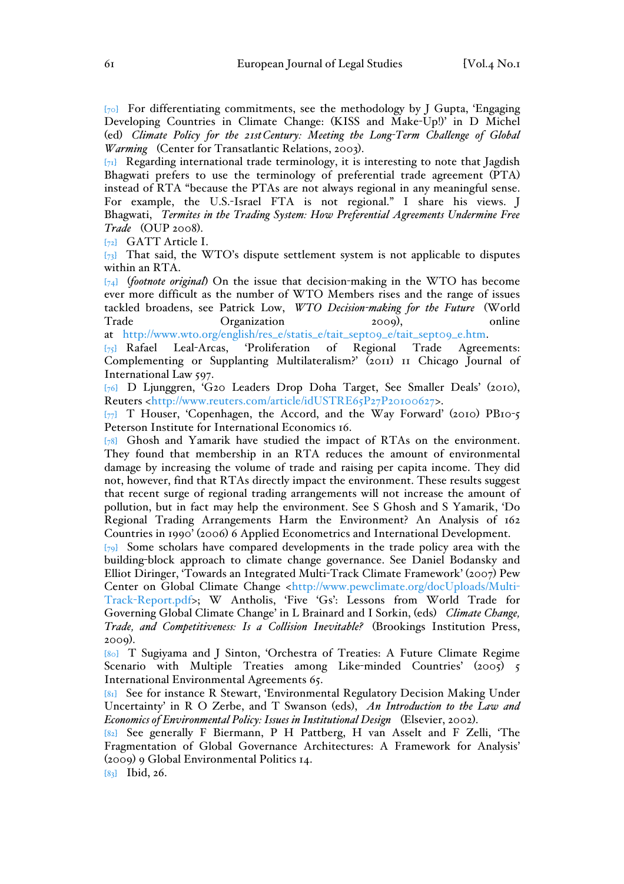[70] For differentiating commitments, see the methodology by J Gupta, 'Engaging Developing Countries in Climate Change: (KISS and Make-Up!)' in D Michel (ed) *Climate Policy for the 21st Century: Meeting the Long-Term Challenge of Global Warming* (Center for Transatlantic Relations, 2003).

[71] Regarding international trade terminology, it is interesting to note that Jagdish Bhagwati prefers to use the terminology of preferential trade agreement (PTA) instead of RTA "because the PTAs are not always regional in any meaningful sense. For example, the U.S.-Israel FTA is not regional." I share his views. J Bhagwati, *Termites in the Trading System: How Preferential Agreements Undermine Free Trade* (OUP 2008).

[72] GATT Article I.

[73] That said, the WTO's dispute settlement system is not applicable to disputes within an RTA.

[74] (*footnote original*) On the issue that decision-making in the WTO has become ever more difficult as the number of WTO Members rises and the range of issues tackled broadens, see Patrick Low, *WTO Decision-making for the Future* (World Trade Organization 2009), online at http://www.wto.org/english/res_e/statis_e/tait_sept09_e/tait_sept09_e.htm.

[75] Rafael Leal-Arcas, 'Proliferation of Regional Trade Agreements: Complementing or Supplanting Multilateralism?' (2011) 11 Chicago Journal of International Law 597.

[76] D Ljunggren, 'G20 Leaders Drop Doha Target, See Smaller Deals' (2010), Reuters <http://www.reuters.com/article/idUSTRE65P27P20100627>.

[77] T Houser, 'Copenhagen, the Accord, and the Way Forward' (2010) PB10-5 Peterson Institute for International Economics 16.

[78] Ghosh and Yamarik have studied the impact of RTAs on the environment. They found that membership in an RTA reduces the amount of environmental damage by increasing the volume of trade and raising per capita income. They did not, however, find that RTAs directly impact the environment. These results suggest that recent surge of regional trading arrangements will not increase the amount of pollution, but in fact may help the environment. See S Ghosh and S Yamarik, 'Do Regional Trading Arrangements Harm the Environment? An Analysis of 162 Countries in 1990' (2006) 6 Applied Econometrics and International Development.

[79] Some scholars have compared developments in the trade policy area with the building-block approach to climate change governance. See Daniel Bodansky and Elliot Diringer, 'Towards an Integrated Multi-Track Climate Framework' (2007) Pew Center on Global Climate Change <http://www.pewclimate.org/docUploads/Multi-Track-Report.pdf>; W Antholis, 'Five 'Gs': Lessons from World Trade for Governing Global Climate Change' in L Brainard and I Sorkin, (eds) *Climate Change, Trade, and Competitiveness: Is a Collision Inevitable?* (Brookings Institution Press, 2009).

[80] T Sugiyama and J Sinton, 'Orchestra of Treaties: A Future Climate Regime Scenario with Multiple Treaties among Like-minded Countries' (2005) 5 International Environmental Agreements 65.

[81] See for instance R Stewart, 'Environmental Regulatory Decision Making Under Uncertainty' in R O Zerbe, and T Swanson (eds), *An Introduction to the Law and Economics of Environmental Policy: Issues in Institutional Design* (Elsevier, 2002).

[82] See generally F Biermann, P H Pattberg, H van Asselt and F Zelli, 'The Fragmentation of Global Governance Architectures: A Framework for Analysis' (2009) 9 Global Environmental Politics 14.

[83] Ibid, 26.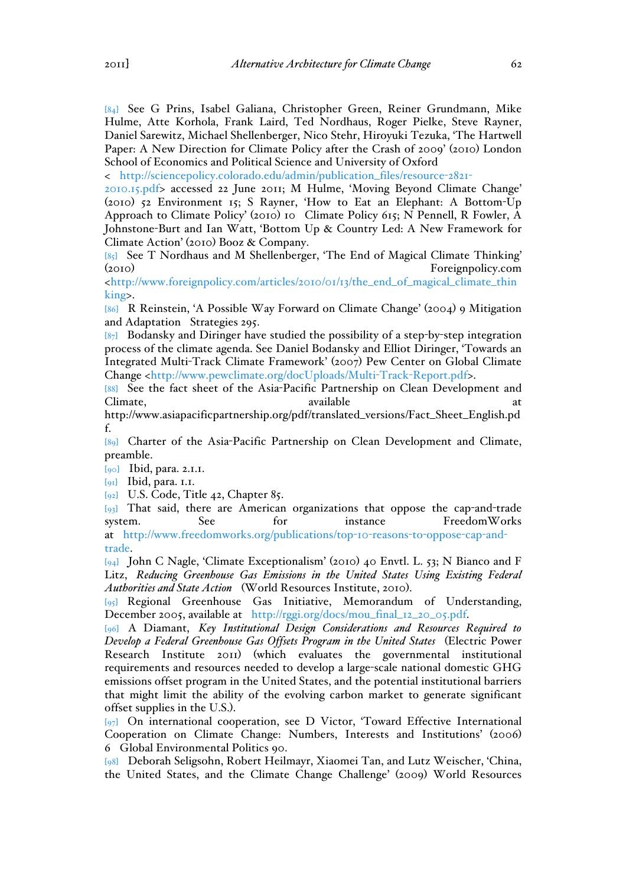[84] See G Prins, Isabel Galiana, Christopher Green, Reiner Grundmann, Mike Hulme, Atte Korhola, Frank Laird, Ted Nordhaus, Roger Pielke, Steve Rayner, Daniel Sarewitz, Michael Shellenberger, Nico Stehr, Hiroyuki Tezuka, 'The Hartwell Paper: A New Direction for Climate Policy after the Crash of 2009' (2010) London School of Economics and Political Science and University of Oxford < http://sciencepolicy.colorado.edu/admin/publication_files/resource-2821-2010.15.pdf> accessed 22 June 2011; M Hulme, 'Moving Beyond Climate Change' (2010) 52 Environment 15; S Rayner, 'How to Eat an Elephant: A Bottom-Up Approach to Climate Policy' (2010) 10 Climate Policy 615; N Pennell, R Fowler, A Johnstone-Burt and Ian Watt, 'Bottom Up & Country Led: A New Framework for Climate Action' (2010) Booz & Company.

[85] See T Nordhaus and M Shellenberger, 'The End of Magical Climate Thinking' (2010) Foreignpolicy.com <http://www.foreignpolicy.com/articles/2010/01/13/the_end_of_magical_climate_thinking>.

[86] R Reinstein, 'A Possible Way Forward on Climate Change' (2004) 9 Mitigation and Adaptation Strategies 295.

[87] Bodansky and Diringer have studied the possibility of a step-by-step integration process of the climate agenda. See Daniel Bodansky and Elliot Diringer, 'Towards an Integrated Multi-Track Climate Framework' (2007) Pew Center on Global Climate Change <http://www.pewclimate.org/docUploads/Multi-Track-Report.pdf>.

[88] See the fact sheet of the Asia-Pacific Partnership on Clean Development and Climate, available at http://www.asiapacificpartnership.org/pdf/translated_versions/Fact_Sheet_English.pdf.

[89] Charter of the Asia-Pacific Partnership on Clean Development and Climate, preamble.

[90] Ibid, para. 2.1.1.

[91] Ibid, para. 1.1.

[92] U.S. Code, Title 42, Chapter 85.

[93] That said, there are American organizations that oppose the cap-and-trade system. See for instance FreedomWorks at http://www.freedomworks.org/publications/top-10-reasons-to-oppose-cap-and-trade.

[94] John C Nagle, 'Climate Exceptionalism' (2010) 40 Envtl. L. 53; N Bianco and F Litz, *Reducing Greenhouse Gas Emissions in the United States Using Existing Federal Authorities and State Action* (World Resources Institute, 2010).

[95] Regional Greenhouse Gas Initiative, Memorandum of Understanding, December 2005, available at http://rggi.org/docs/mou_final_12_20_05.pdf.

[96] A Diamant, *Key Institutional Design Considerations and Resources Required to Develop a Federal Greenhouse Gas Offsets Program in the United States* (Electric Power Research Institute 2011) (which evaluates the governmental institutional requirements and resources needed to develop a large-scale national domestic GHG emissions offset program in the United States, and the potential institutional barriers that might limit the ability of the evolving carbon market to generate significant offset supplies in the U.S.).

[97] On international cooperation, see D Victor, 'Toward Effective International Cooperation on Climate Change: Numbers, Interests and Institutions' (2006) 6 Global Environmental Politics 90.

[98] Deborah Seligsohn, Robert Heilmayr, Xiaomei Tan, and Lutz Weischer, 'China, the United States, and the Climate Change Challenge' (2009) World Resources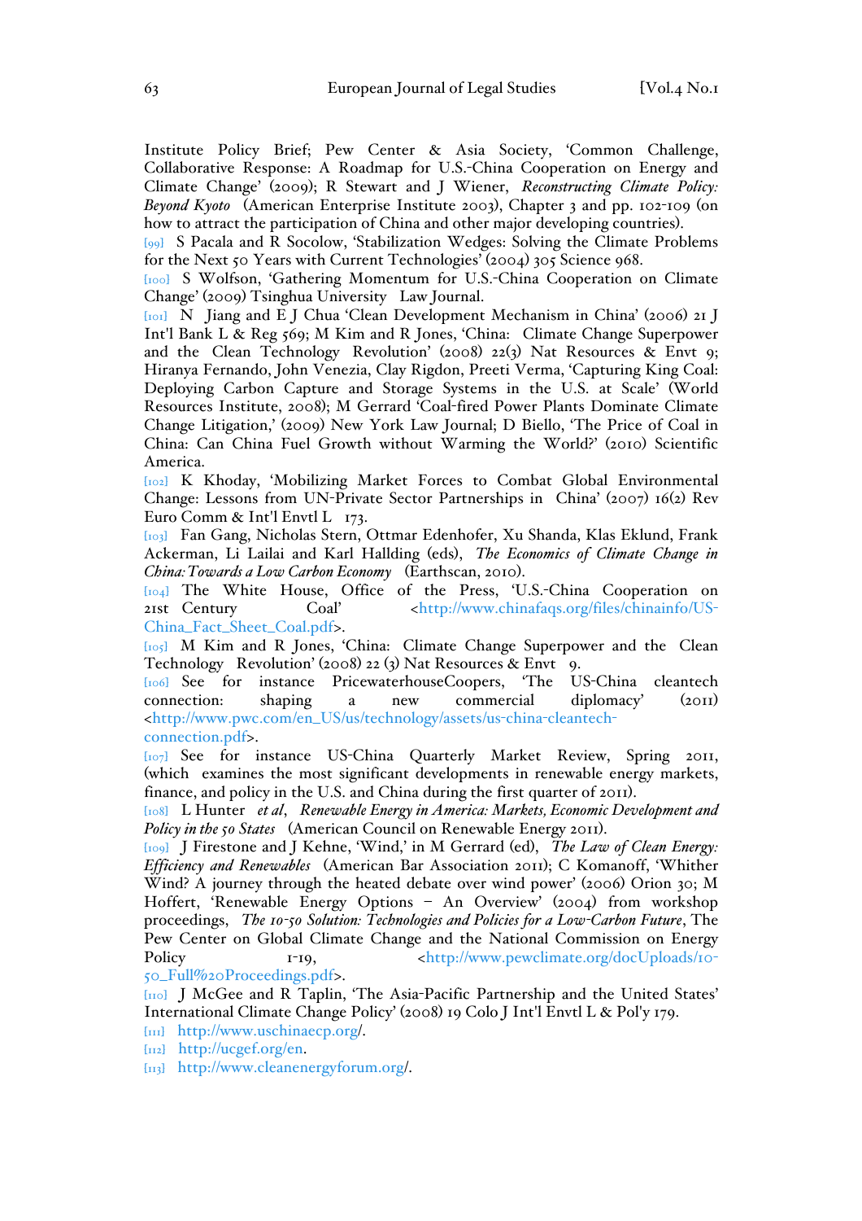Institute Policy Brief; Pew Center & Asia Society, 'Common Challenge, Collaborative Response: A Roadmap for U.S.-China Cooperation on Energy and Climate Change' (2009); R Stewart and J Wiener, *Reconstructing Climate Policy: Beyond Kyoto* (American Enterprise Institute 2003), Chapter 3 and pp. 102-109 (on how to attract the participation of China and other major developing countries).

[99] S Pacala and R Socolow, 'Stabilization Wedges: Solving the Climate Problems for the Next 50 Years with Current Technologies' (2004) 305 Science 968.

[100] S Wolfson, 'Gathering Momentum for U.S.-China Cooperation on Climate Change' (2009) Tsinghua University Law Journal.

[101] N Jiang and E J Chua 'Clean Development Mechanism in China' (2006) 21 J Int'l Bank L & Reg 569; M Kim and R Jones, 'China: Climate Change Superpower and the Clean Technology Revolution' (2008) 22(3) Nat Resources & Envt 9; Hiranya Fernando, John Venezia, Clay Rigdon, Preeti Verma, 'Capturing King Coal: Deploying Carbon Capture and Storage Systems in the U.S. at Scale' (World Resources Institute, 2008); M Gerrard 'Coal-fired Power Plants Dominate Climate Change Litigation,' (2009) New York Law Journal; D Biello, 'The Price of Coal in China: Can China Fuel Growth without Warming the World?' (2010) Scientific America.

[102] K Khoday, 'Mobilizing Market Forces to Combat Global Environmental Change: Lessons from UN-Private Sector Partnerships in China' (2007) 16(2) Rev Euro Comm & Int'l Envtl L 173.

[103] Fan Gang, Nicholas Stern, Ottmar Edenhofer, Xu Shanda, Klas Eklund, Frank Ackerman, Li Lailai and Karl Hallding (eds), *The Economics of Climate Change in China: Towards a Low Carbon Economy* (Earthscan, 2010).

[104] The White House, Office of the Press, 'U.S.-China Cooperation on 21st Century Coal' <http://www.chinafaqs.org/files/chinainfo/US-China_Fact_Sheet_Coal.pdf>.

[105] M Kim and R Jones, 'China: Climate Change Superpower and the Clean Technology Revolution' (2008) 22 (3) Nat Resources & Envt 9.

[106] See for instance PricewaterhouseCoopers, 'The US-China cleantech connection: shaping a new commercial diplomacy' (2011) <http://www.pwc.com/en_US/us/technology/assets/us-china-cleantech-connection.pdf>.

[107] See for instance US-China Quarterly Market Review, Spring 2011, (which examines the most significant developments in renewable energy markets, finance, and policy in the U.S. and China during the first quarter of 2011).

[108] L Hunter *et al*, *Renewable Energy in America: Markets, Economic Development and Policy in the 50 States* (American Council on Renewable Energy 2011).

[109] J Firestone and J Kehne, 'Wind,' in M Gerrard (ed), *The Law of Clean Energy: Efficiency and Renewables* (American Bar Association 2011); C Komanoff, 'Whither Wind? A journey through the heated debate over wind power' (2006) Orion 30; M Hoffert, 'Renewable Energy Options – An Overview' (2004) from workshop proceedings, *The 10-50 Solution: Technologies and Policies for a Low-Carbon Future*, The Pew Center on Global Climate Change and the National Commission on Energy Policy 1-19, <http://www.pewclimate.org/docUploads/10-50_Full%20Proceedings.pdf>.

[110] J McGee and R Taplin, 'The Asia-Pacific Partnership and the United States' International Climate Change Policy' (2008) 19 Colo J Int'l Envtl L & Pol'y 179.

[111] http://www.uschinaecp.org/.

[112] http://ucgef.org/en.

[113] http://www.cleanenergyforum.org/.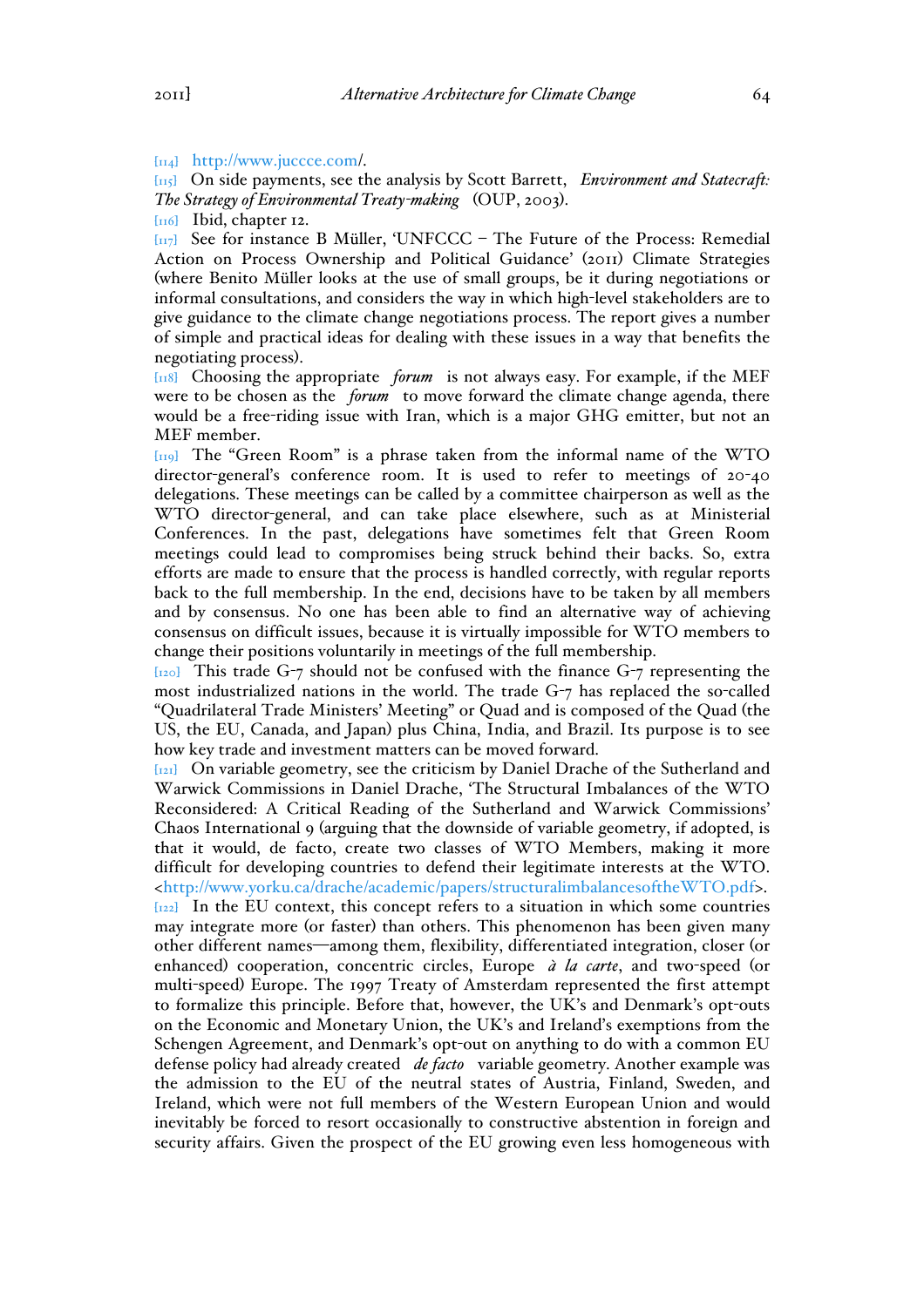[114] http://www.juccce.com/.

[115] On side payments, see the analysis by Scott Barrett, *Environment and Statecraft: The Strategy of Environmental Treaty-making* (OUP, 2003).

[116] Ibid, chapter 12.

[117] See for instance B Müller, 'UNFCCC – The Future of the Process: Remedial Action on Process Ownership and Political Guidance' (2011) Climate Strategies (where Benito Müller looks at the use of small groups, be it during negotiations or informal consultations, and considers the way in which high-level stakeholders are to give guidance to the climate change negotiations process. The report gives a number of simple and practical ideas for dealing with these issues in a way that benefits the negotiating process).

[118] Choosing the appropriate *forum* is not always easy. For example, if the MEF were to be chosen as the *forum* to move forward the climate change agenda, there would be a free-riding issue with Iran, which is a major GHG emitter, but not an MEF member.

[119] The "Green Room" is a phrase taken from the informal name of the WTO director-general's conference room. It is used to refer to meetings of 20-40 delegations. These meetings can be called by a committee chairperson as well as the WTO director-general, and can take place elsewhere, such as at Ministerial Conferences. In the past, delegations have sometimes felt that Green Room meetings could lead to compromises being struck behind their backs. So, extra efforts are made to ensure that the process is handled correctly, with regular reports back to the full membership. In the end, decisions have to be taken by all members and by consensus. No one has been able to find an alternative way of achieving consensus on difficult issues, because it is virtually impossible for WTO members to change their positions voluntarily in meetings of the full membership.

[120] This trade G-7 should not be confused with the finance G-7 representing the most industrialized nations in the world. The trade G-7 has replaced the so-called "Quadrilateral Trade Ministers' Meeting" or Quad and is composed of the Quad (the US, the EU, Canada, and Japan) plus China, India, and Brazil. Its purpose is to see how key trade and investment matters can be moved forward.

[121] On variable geometry, see the criticism by Daniel Drache of the Sutherland and Warwick Commissions in Daniel Drache, 'The Structural Imbalances of the WTO Reconsidered: A Critical Reading of the Sutherland and Warwick Commissions' Chaos International 9 (arguing that the downside of variable geometry, if adopted, is that it would, de facto, create two classes of WTO Members, making it more difficult for developing countries to defend their legitimate interests at the WTO. <http://www.yorku.ca/drache/academic/papers/structuralimbalancesoftheWTO.pdf>.

[122] In the EU context, this concept refers to a situation in which some countries may integrate more (or faster) than others. This phenomenon has been given many other different names—among them, flexibility, differentiated integration, closer (or enhanced) cooperation, concentric circles, Europe *à la carte*, and two-speed (or multi-speed) Europe. The 1997 Treaty of Amsterdam represented the first attempt to formalize this principle. Before that, however, the UK's and Denmark's opt-outs on the Economic and Monetary Union, the UK's and Ireland's exemptions from the Schengen Agreement, and Denmark's opt-out on anything to do with a common EU defense policy had already created *de facto* variable geometry. Another example was the admission to the EU of the neutral states of Austria, Finland, Sweden, and Ireland, which were not full members of the Western European Union and would inevitably be forced to resort occasionally to constructive abstention in foreign and security affairs. Given the prospect of the EU growing even less homogeneous with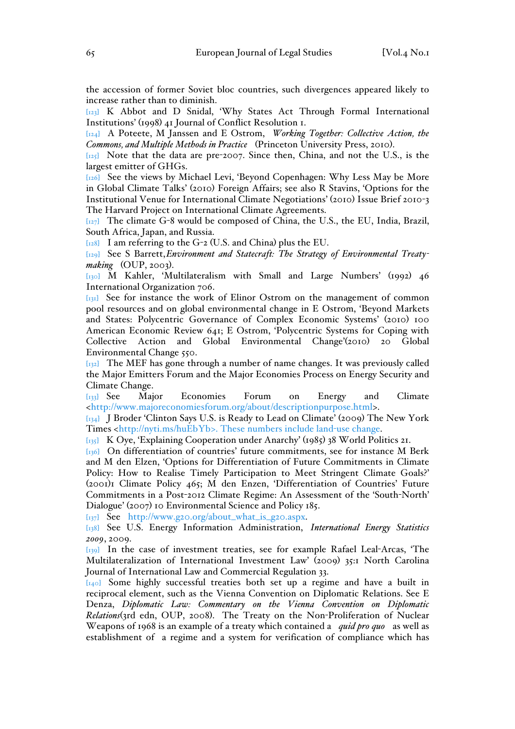the accession of former Soviet bloc countries, such divergences appeared likely to increase rather than to diminish.

[123] K Abbot and D Snidal, 'Why States Act Through Formal International Institutions' (1998) 41 Journal of Conflict Resolution 1.

[124] A Poteete, M Janssen and E Ostrom, *Working Together: Collective Action, the Commons, and Multiple Methods in Practice* (Princeton University Press, 2010).

[125] Note that the data are pre-2007. Since then, China, and not the U.S., is the largest emitter of GHGs.

[126] See the views by Michael Levi, 'Beyond Copenhagen: Why Less May be More in Global Climate Talks' (2010) Foreign Affairs; see also R Stavins, 'Options for the Institutional Venue for International Climate Negotiations' (2010) Issue Brief 2010-3 The Harvard Project on International Climate Agreements.

[127] The climate G-8 would be composed of China, the U.S., the EU, India, Brazil, South Africa, Japan, and Russia.

[128] I am referring to the G-2 (U.S. and China) plus the EU.

[129] See S Barrett, *Environment and Statecraft: The Strategy of Environmental Treaty-making* (OUP, 2003).

[130] M Kahler, 'Multilateralism with Small and Large Numbers' (1992) 46 International Organization 706.

[131] See for instance the work of Elinor Ostrom on the management of common pool resources and on global environmental change in E Ostrom, 'Beyond Markets and States: Polycentric Governance of Complex Economic Systems' (2010) 100 American Economic Review 641; E Ostrom, 'Polycentric Systems for Coping with Collective Action and Global Environmental Change'(2010) 20 Global Environmental Change 550.

[132] The MEF has gone through a number of name changes. It was previously called the Major Emitters Forum and the Major Economies Process on Energy Security and Climate Change.

[133] See Major Economies Forum on Energy and Climate <http://www.majoreconomiesforum.org/about/descriptionpurpose.html>.

[134] J Broder 'Clinton Says U.S. is Ready to Lead on Climate' (2009) The New York Times <http://nyti.ms/huEbYb>. These numbers include land-use change.

[135] K Oye, 'Explaining Cooperation under Anarchy' (1985) 38 World Politics 21.

[136] On differentiation of countries' future commitments, see for instance M Berk and M den Elzen, 'Options for Differentiation of Future Commitments in Climate Policy: How to Realise Timely Participation to Meet Stringent Climate Goals?' (2001)1 Climate Policy 465; M den Enzen, 'Differentiation of Countries' Future Commitments in a Post-2012 Climate Regime: An Assessment of the 'South-North' Dialogue' (2007) 10 Environmental Science and Policy 185.

[137] See http://www.g20.org/about_what_is_g20.aspx.

[138] See U.S. Energy Information Administration, *International Energy Statistics 2009*, 2009.

[139] In the case of investment treaties, see for example Rafael Leal-Arcas, 'The Multilateralization of International Investment Law' (2009) 35:1 North Carolina Journal of International Law and Commercial Regulation 33.

[140] Some highly successful treaties both set up a regime and have a built in reciprocal element, such as the Vienna Convention on Diplomatic Relations. See E Denza, *Diplomatic Law: Commentary on the Vienna Convention on Diplomatic Relations*(3rd edn, OUP, 2008). The Treaty on the Non-Proliferation of Nuclear Weapons of 1968 is an example of a treaty which contained a *quid pro quo* as well as establishment of a regime and a system for verification of compliance which has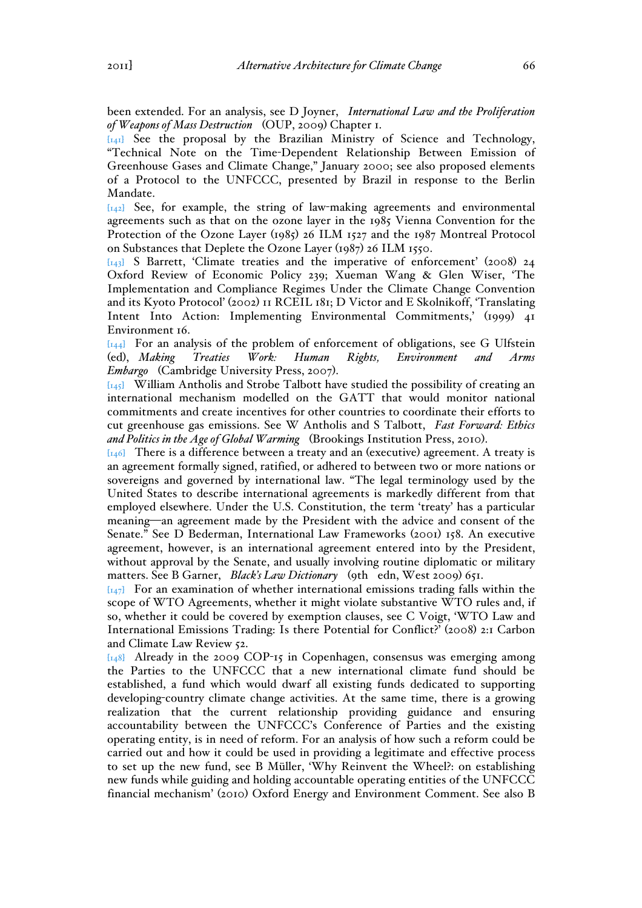been extended. For an analysis, see D Joyner, *International Law and the Proliferation of Weapons of Mass Destruction* (OUP, 2009) Chapter 1.

[141] See the proposal by the Brazilian Ministry of Science and Technology, "Technical Note on the Time-Dependent Relationship Between Emission of Greenhouse Gases and Climate Change," January 2000; see also proposed elements of a Protocol to the UNFCCC, presented by Brazil in response to the Berlin Mandate.

[142] See, for example, the string of law-making agreements and environmental agreements such as that on the ozone layer in the 1985 Vienna Convention for the Protection of the Ozone Layer (1985) 26 ILM 1527 and the 1987 Montreal Protocol on Substances that Deplete the Ozone Layer (1987) 26 ILM 1550.

[143] S Barrett, 'Climate treaties and the imperative of enforcement' (2008) 24 Oxford Review of Economic Policy 239; Xueman Wang & Glen Wiser, 'The Implementation and Compliance Regimes Under the Climate Change Convention and its Kyoto Protocol' (2002) 11 RCEIL 181; D Victor and E Skolnikoff, 'Translating Intent Into Action: Implementing Environmental Commitments,' (1999) 41 Environment 16.

[144] For an analysis of the problem of enforcement of obligations, see G Ulfstein (ed), *Making Treaties Work: Human Rights, Environment and Arms Embargo* (Cambridge University Press, 2007).

[145] William Antholis and Strobe Talbott have studied the possibility of creating an international mechanism modelled on the GATT that would monitor national commitments and create incentives for other countries to coordinate their efforts to cut greenhouse gas emissions. See W Antholis and S Talbott, *Fast Forward: Ethics and Politics in the Age of Global Warming* (Brookings Institution Press, 2010).

[146] There is a difference between a treaty and an (executive) agreement. A treaty is an agreement formally signed, ratified, or adhered to between two or more nations or sovereigns and governed by international law. "The legal terminology used by the United States to describe international agreements is markedly different from that employed elsewhere. Under the U.S. Constitution, the term 'treaty' has a particular meaning—an agreement made by the President with the advice and consent of the Senate." See D Bederman, International Law Frameworks (2001) 158. An executive agreement, however, is an international agreement entered into by the President, without approval by the Senate, and usually involving routine diplomatic or military matters. See B Garner, *Black's Law Dictionary* (9th edn, West 2009) 651.

[147] For an examination of whether international emissions trading falls within the scope of WTO Agreements, whether it might violate substantive WTO rules and, if so, whether it could be covered by exemption clauses, see C Voigt, 'WTO Law and International Emissions Trading: Is there Potential for Conflict?' (2008) 2:1 Carbon and Climate Law Review 52.

[148] Already in the 2009 COP-15 in Copenhagen, consensus was emerging among the Parties to the UNFCCC that a new international climate fund should be established, a fund which would dwarf all existing funds dedicated to supporting developing-country climate change activities. At the same time, there is a growing realization that the current relationship providing guidance and ensuring accountability between the UNFCCC's Conference of Parties and the existing operating entity, is in need of reform. For an analysis of how such a reform could be carried out and how it could be used in providing a legitimate and effective process to set up the new fund, see B Müller, 'Why Reinvent the Wheel?: on establishing new funds while guiding and holding accountable operating entities of the UNFCCC financial mechanism' (2010) Oxford Energy and Environment Comment. See also B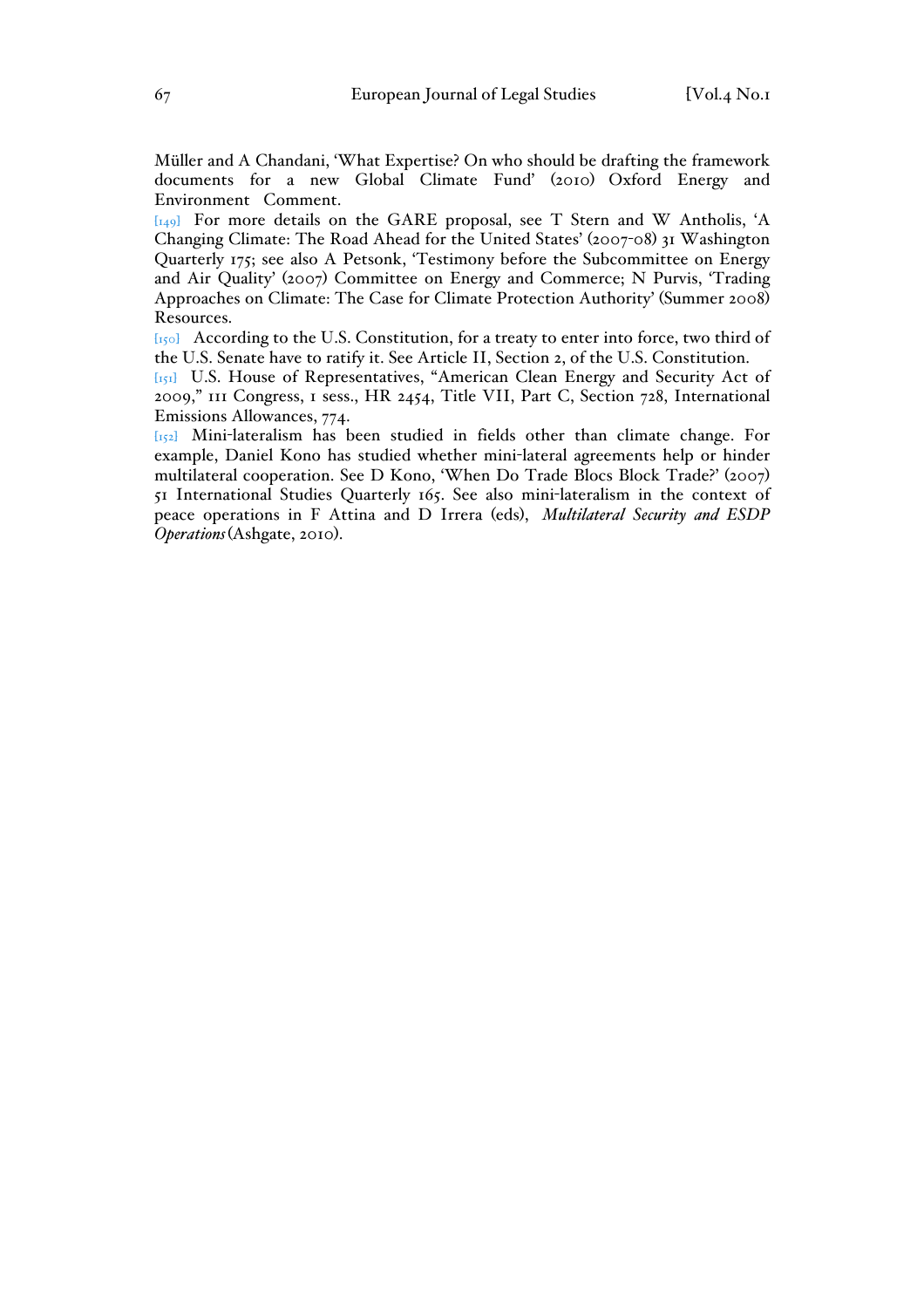Müller and A Chandani, 'What Expertise? On who should be drafting the framework documents for a new Global Climate Fund' (2010) Oxford Energy and Environment Comment.

[149] For more details on the GARE proposal, see T Stern and W Antholis, 'A Changing Climate: The Road Ahead for the United States' (2007-08) 31 Washington Quarterly 175; see also A Petsonk, 'Testimony before the Subcommittee on Energy and Air Quality' (2007) Committee on Energy and Commerce; N Purvis, 'Trading Approaches on Climate: The Case for Climate Protection Authority' (Summer 2008) Resources.

[150] According to the U.S. Constitution, for a treaty to enter into force, two third of the U.S. Senate have to ratify it. See Article II, Section 2, of the U.S. Constitution.

[151] U.S. House of Representatives, "American Clean Energy and Security Act of 2009," 111 Congress, 1 sess., HR 2454, Title VII, Part C, Section 728, International Emissions Allowances, 774.

[152] Mini-lateralism has been studied in fields other than climate change. For example, Daniel Kono has studied whether mini-lateral agreements help or hinder multilateral cooperation. See D Kono, 'When Do Trade Blocs Block Trade?' (2007) 51 International Studies Quarterly 165. See also mini-lateralism in the context of peace operations in F Attina and D Irrera (eds), *Multilateral Security and ESDP Operations* (Ashgate, 2010).